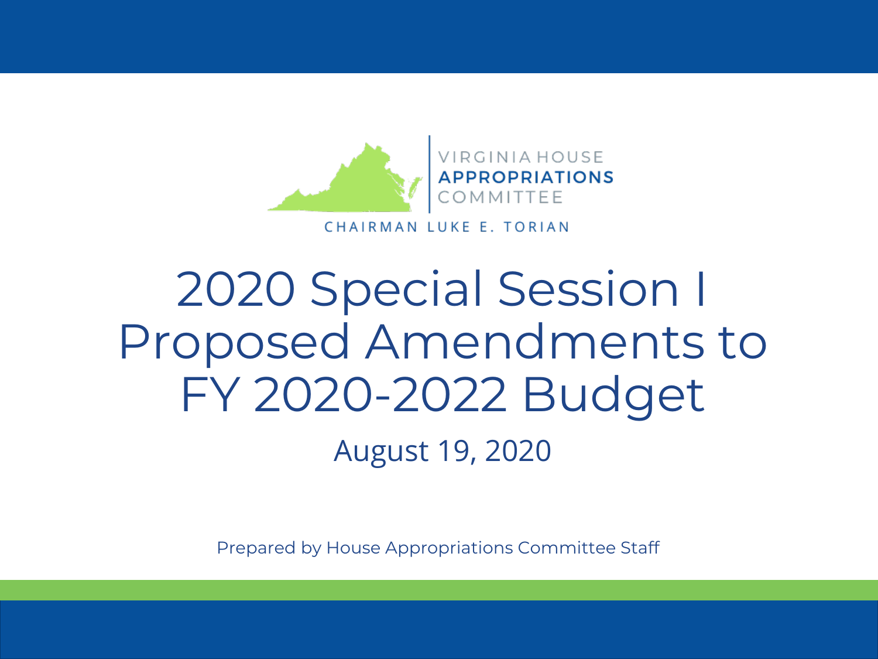VIRGINIA HOUSE
**APPROPRIATIONS**
COMMITTEE

CHAIRMAN LUKE E. TORIAN

# 2020 Special Session I Proposed Amendments to FY 2020-2022 Budget

## August 19, 2020

Prepared by House Appropriations Committee Staff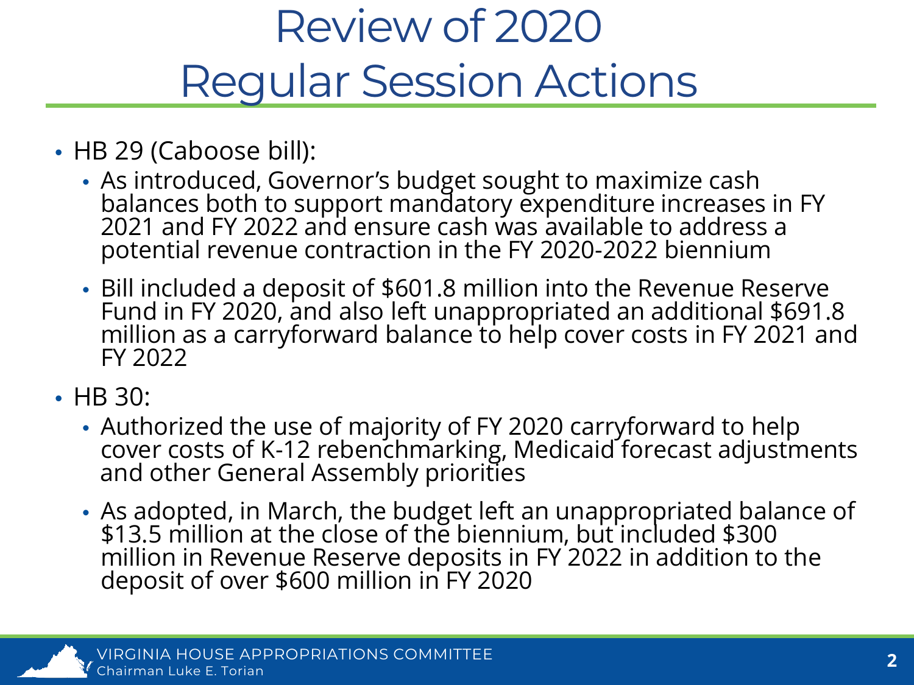# Review of 2020 Regular Session Actions

- HB 29 (Caboose bill):
  - As introduced, Governor's budget sought to maximize cash balances both to support mandatory expenditure increases in FY 2021 and FY 2022 and ensure cash was available to address a potential revenue contraction in the FY 2020-2022 biennium
  - Bill included a deposit of $601.8 million into the Revenue Reserve Fund in FY 2020, and also left unappropriated an additional $691.8 million as a carryforward balance to help cover costs in FY 2021 and FY 2022
- HB 30:
  - Authorized the use of majority of FY 2020 carryforward to help cover costs of K-12 rebenchmarking, Medicaid forecast adjustments and other General Assembly priorities
  - As adopted, in March, the budget left an unappropriated balance of $13.5 million at the close of the biennium, but included $300 million in Revenue Reserve deposits in FY 2022 in addition to the deposit of over $600 million in FY 2020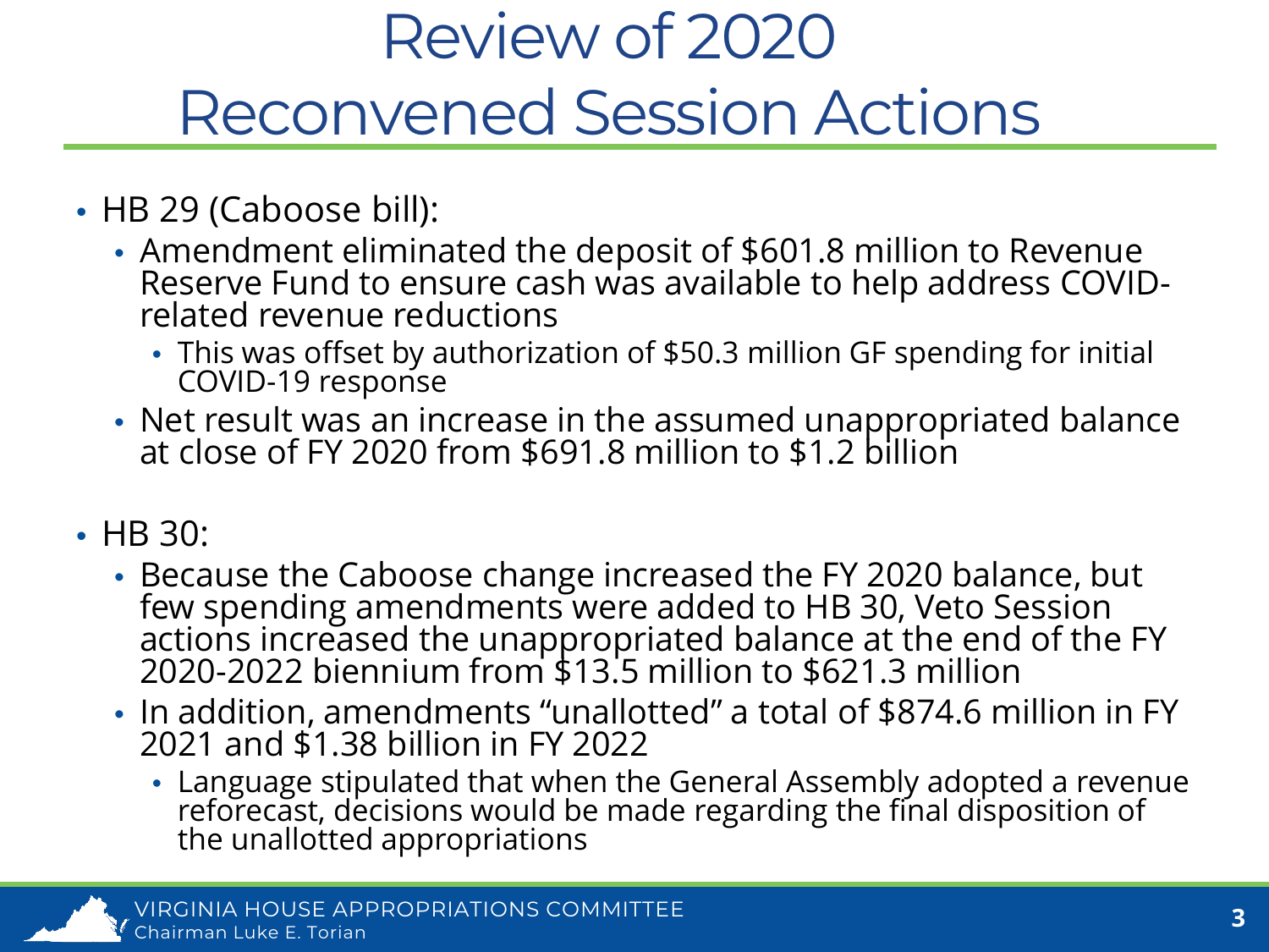# Review of 2020 Reconvened Session Actions

- HB 29 (Caboose bill):
  - Amendment eliminated the deposit of $601.8 million to Revenue Reserve Fund to ensure cash was available to help address COVID-related revenue reductions
    - This was offset by authorization of $50.3 million GF spending for initial COVID-19 response
  - Net result was an increase in the assumed unappropriated balance at close of FY 2020 from $691.8 million to $1.2 billion

- HB 30:
  - Because the Caboose change increased the FY 2020 balance, but few spending amendments were added to HB 30, Veto Session actions increased the unappropriated balance at the end of the FY 2020-2022 biennium from $13.5 million to $621.3 million
  - In addition, amendments "unallotted" a total of $874.6 million in FY 2021 and $1.38 billion in FY 2022
    - Language stipulated that when the General Assembly adopted a revenue reforecast, decisions would be made regarding the final disposition of the unallotted appropriations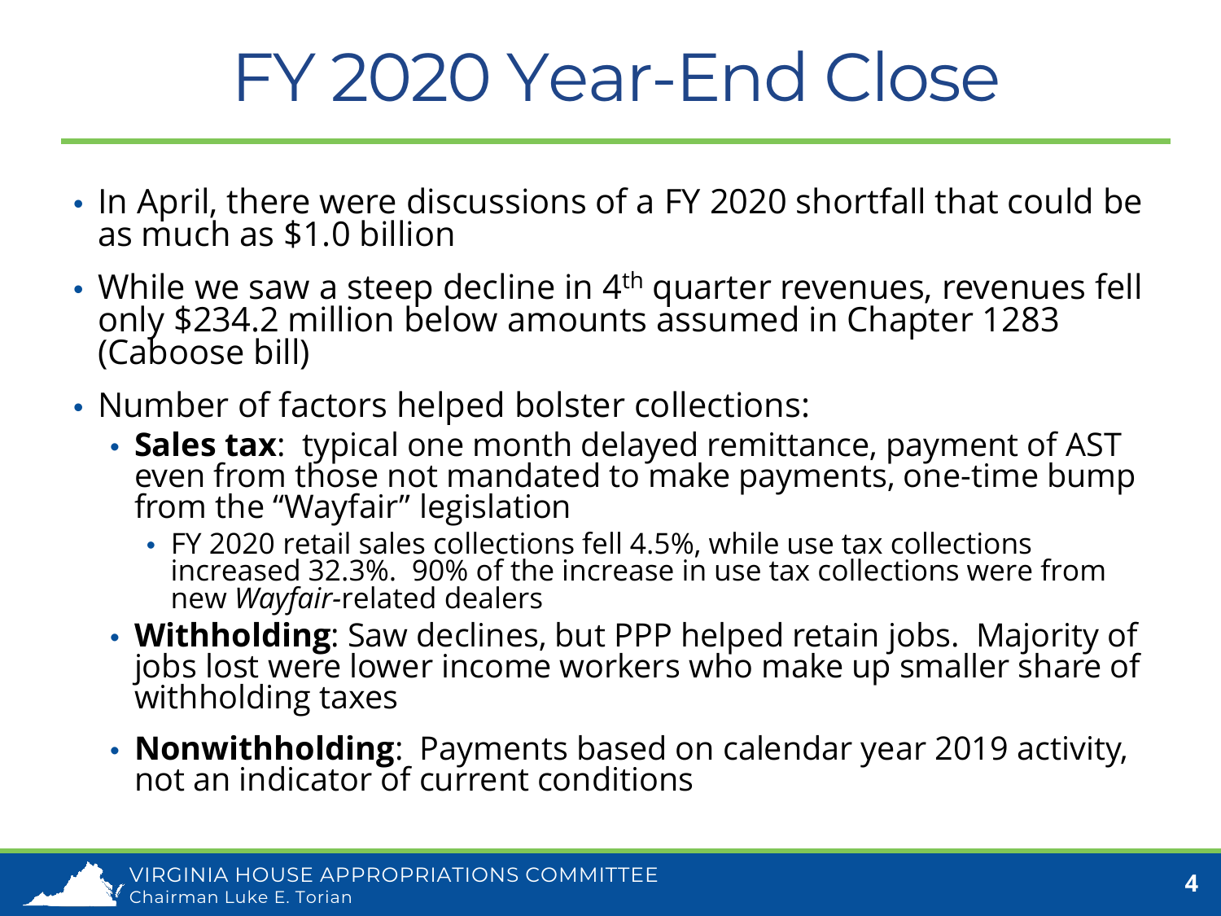# FY 2020 Year-End Close

- In April, there were discussions of a FY 2020 shortfall that could be as much as $1.0 billion
- While we saw a steep decline in 4th quarter revenues, revenues fell only $234.2 million below amounts assumed in Chapter 1283 (Caboose bill)
- Number of factors helped bolster collections:
  - **Sales tax**: typical one month delayed remittance, payment of AST even from those not mandated to make payments, one-time bump from the "Wayfair" legislation
    - FY 2020 retail sales collections fell 4.5%, while use tax collections increased 32.3%. 90% of the increase in use tax collections were from new *Wayfair*-related dealers
  - **Withholding**: Saw declines, but PPP helped retain jobs. Majority of jobs lost were lower income workers who make up smaller share of withholding taxes
  - **Nonwithholding**: Payments based on calendar year 2019 activity, not an indicator of current conditions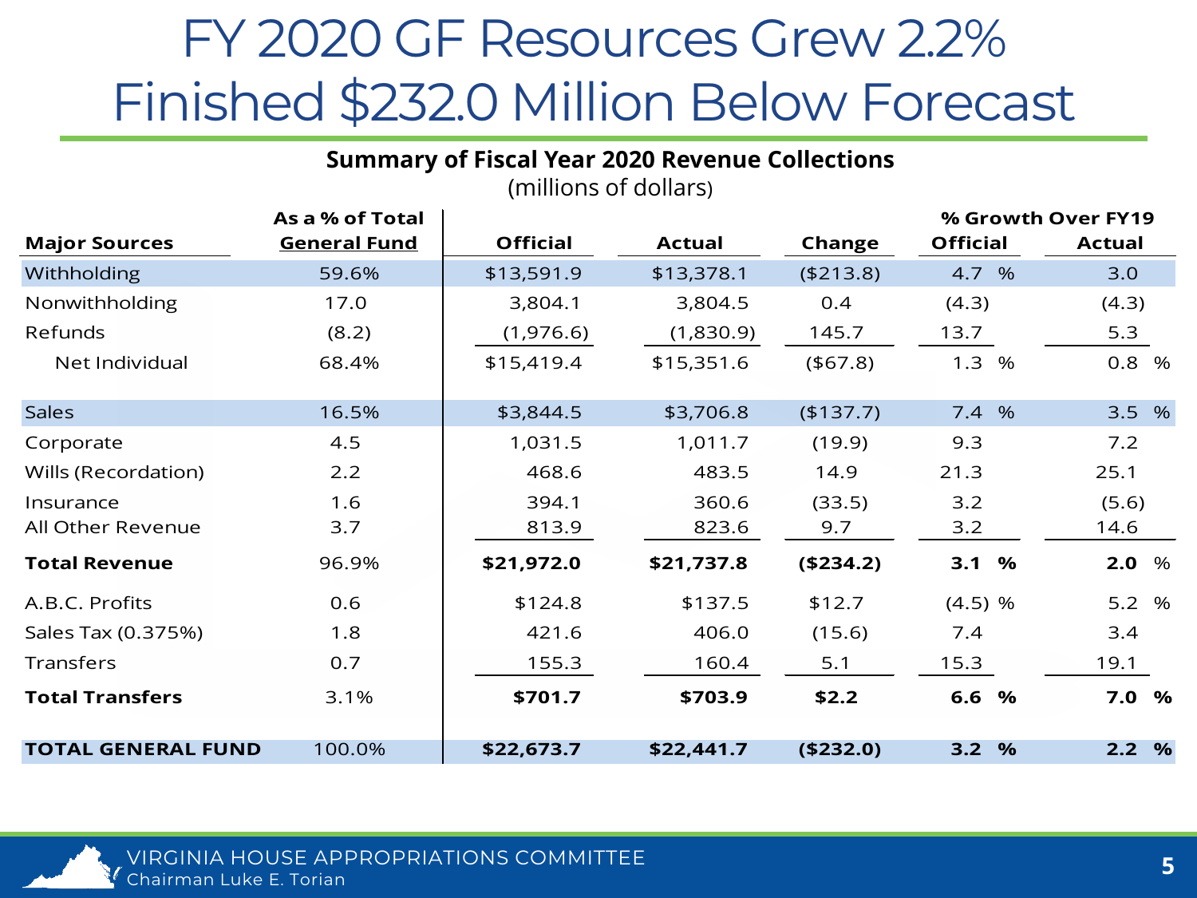# FY 2020 GF Resources Grew 2.2% Finished $232.0 Million Below Forecast

**Summary of Fiscal Year 2020 Revenue Collections**

(millions of dollars)

| Major Sources | As a % of Total General Fund | Official | Actual | Change | % Growth Over FY19 Official | % Growth Over FY19 Actual |
|---|---|---|---|---|---|---|
| Withholding | 59.6% | $13,591.9 | $13,378.1 | ($213.8) | 4.7 % | 3.0 |
| Nonwithholding | 17.0 | 3,804.1 | 3,804.5 | 0.4 | (4.3) | (4.3) |
| Refunds | (8.2) | (1,976.6) | (1,830.9) | 145.7 | 13.7 | 5.3 |
| Net Individual | 68.4% | $15,419.4 | $15,351.6 | ($67.8) | 1.3 % | 0.8 % |
| Sales | 16.5% | $3,844.5 | $3,706.8 | ($137.7) | 7.4 % | 3.5 % |
| Corporate | 4.5 | 1,031.5 | 1,011.7 | (19.9) | 9.3 | 7.2 |
| Wills (Recordation) | 2.2 | 468.6 | 483.5 | 14.9 | 21.3 | 25.1 |
| Insurance | 1.6 | 394.1 | 360.6 | (33.5) | 3.2 | (5.6) |
| All Other Revenue | 3.7 | 813.9 | 823.6 | 9.7 | 3.2 | 14.6 |
| **Total Revenue** | 96.9% | **$21,972.0** | **$21,737.8** | **($234.2)** | **3.1 %** | **2.0** % |
| A.B.C. Profits | 0.6 | $124.8 | $137.5 | $12.7 | (4.5) % | 5.2 % |
| Sales Tax (0.375%) | 1.8 | 421.6 | 406.0 | (15.6) | 7.4 | 3.4 |
| Transfers | 0.7 | 155.3 | 160.4 | 5.1 | 15.3 | 19.1 |
| **Total Transfers** | 3.1% | **$701.7** | **$703.9** | **$2.2** | **6.6 %** | **7.0 %** |
| **TOTAL GENERAL FUND** | 100.0% | **$22,673.7** | **$22,441.7** | **($232.0)** | **3.2 %** | **2.2 %** |

VIRGINIA HOUSE APPROPRIATIONS COMMITTEE
Chairman Luke E. Torian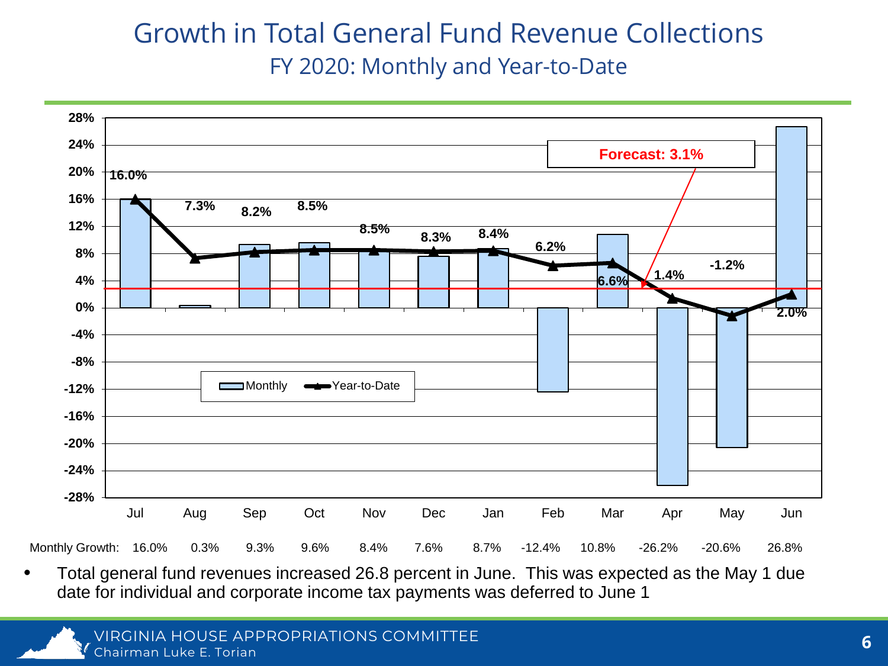# Growth in Total General Fund Revenue Collections

## FY 2020: Monthly and Year-to-Date

| | Jul | Aug | Sep | Oct | Nov | Dec | Jan | Feb | Mar | Apr | May | Jun |
|---|---|---|---|---|---|---|---|---|---|---|---|---|
| Monthly Growth: | 16.0% | 0.3% | 9.3% | 9.6% | 8.4% | 7.6% | 8.7% | -12.4% | 10.8% | -26.2% | -20.6% | 26.8% |
| Year-to-Date: | 16.0% | 7.3% | 8.2% | 8.5% | 8.5% | 8.3% | 8.4% | 6.2% | 6.6% | 1.4% | -1.2% | 2.0% |

Forecast: 3.1%

- Total general fund revenues increased 26.8 percent in June. This was expected as the May 1 due date for individual and corporate income tax payments was deferred to June 1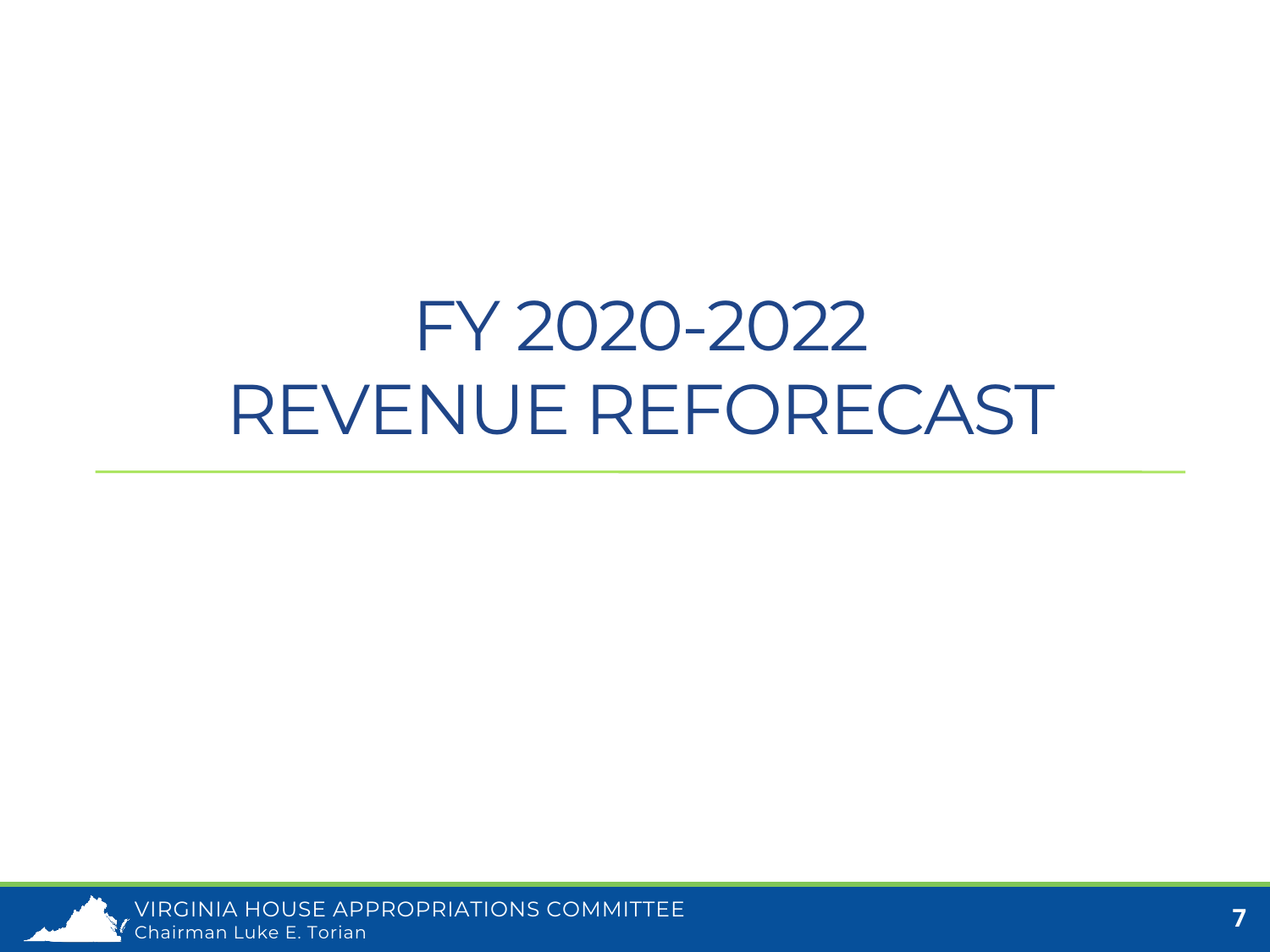# FY 2020-2022 REVENUE REFORECAST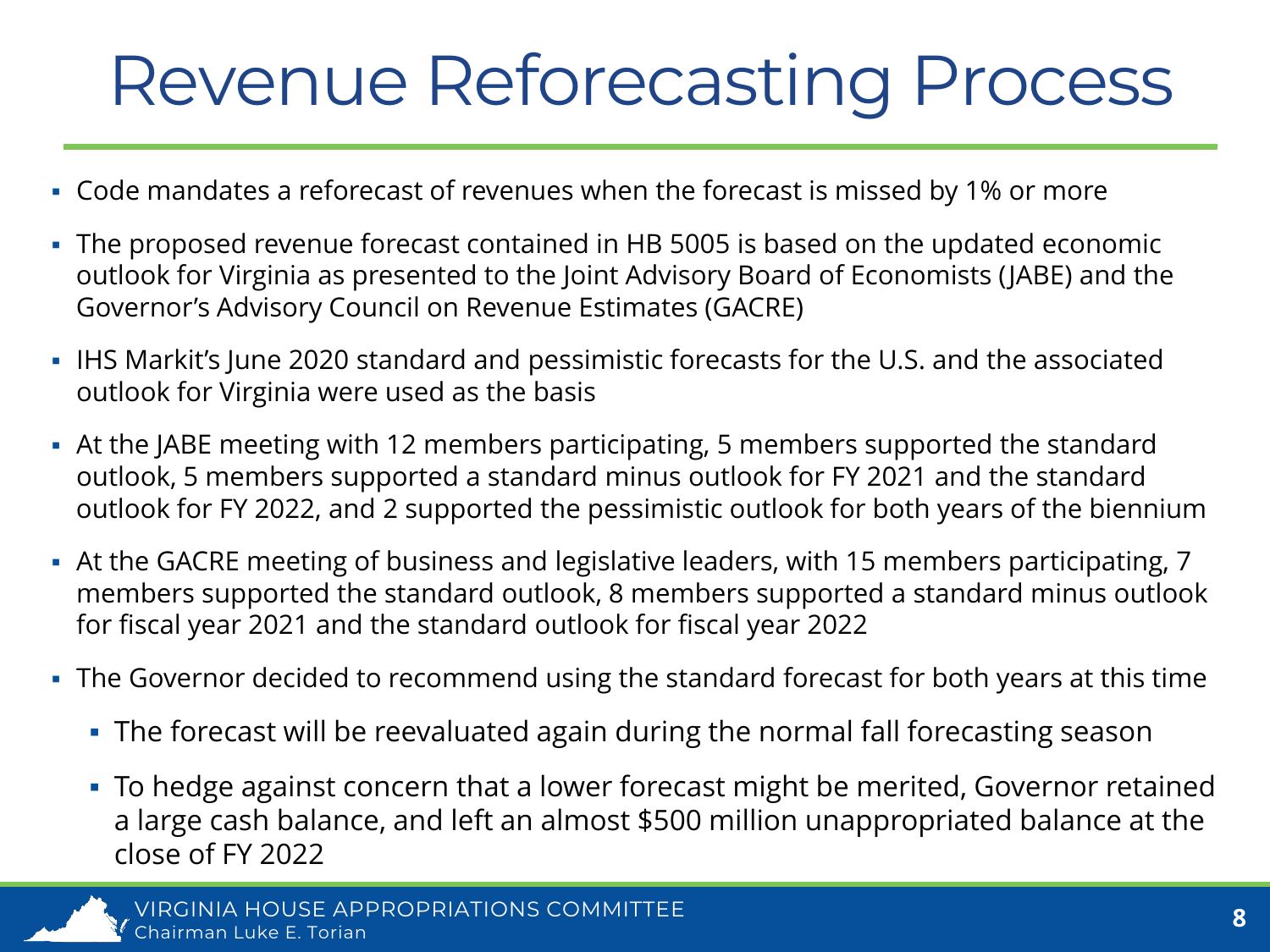# Revenue Reforecasting Process

- Code mandates a reforecast of revenues when the forecast is missed by 1% or more
- The proposed revenue forecast contained in HB 5005 is based on the updated economic outlook for Virginia as presented to the Joint Advisory Board of Economists (JABE) and the Governor's Advisory Council on Revenue Estimates (GACRE)
- IHS Markit's June 2020 standard and pessimistic forecasts for the U.S. and the associated outlook for Virginia were used as the basis
- At the JABE meeting with 12 members participating, 5 members supported the standard outlook, 5 members supported a standard minus outlook for FY 2021 and the standard outlook for FY 2022, and 2 supported the pessimistic outlook for both years of the biennium
- At the GACRE meeting of business and legislative leaders, with 15 members participating, 7 members supported the standard outlook, 8 members supported a standard minus outlook for fiscal year 2021 and the standard outlook for fiscal year 2022
- The Governor decided to recommend using the standard forecast for both years at this time
  - The forecast will be reevaluated again during the normal fall forecasting season
  - To hedge against concern that a lower forecast might be merited, Governor retained a large cash balance, and left an almost $500 million unappropriated balance at the close of FY 2022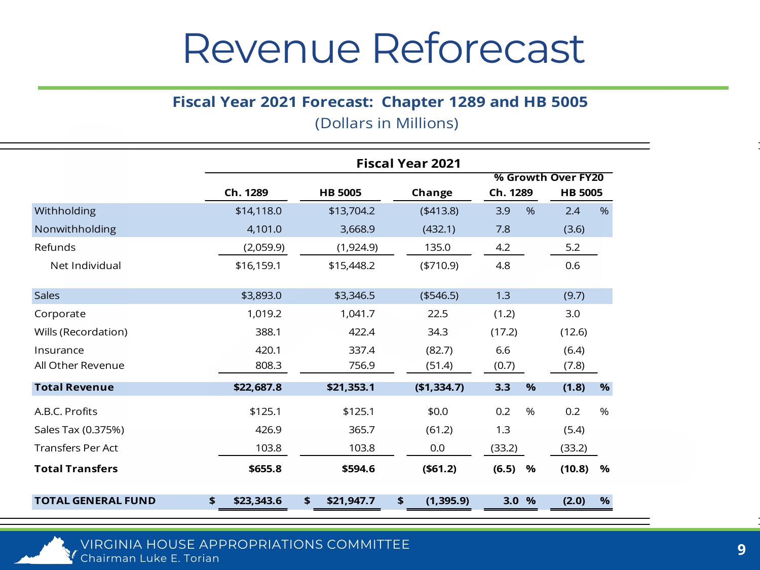# Revenue Reforecast

## Fiscal Year 2021 Forecast: Chapter 1289 and HB 5005

(Dollars in Millions)

| | Fiscal Year 2021 | | | % Growth Over FY20 | |
|---|---|---|---|---|---|
| | Ch. 1289 | HB 5005 | Change | Ch. 1289 | HB 5005 |
| Withholding | $14,118.0 | $13,704.2 | ($413.8) | 3.9 % | 2.4 % |
| Nonwithholding | 4,101.0 | 3,668.9 | (432.1) | 7.8 | (3.6) |
| Refunds | (2,059.9) | (1,924.9) | 135.0 | 4.2 | 5.2 |
| Net Individual | $16,159.1 | $15,448.2 | ($710.9) | 4.8 | 0.6 |
| Sales | $3,893.0 | $3,346.5 | ($546.5) | 1.3 | (9.7) |
| Corporate | 1,019.2 | 1,041.7 | 22.5 | (1.2) | 3.0 |
| Wills (Recordation) | 388.1 | 422.4 | 34.3 | (17.2) | (12.6) |
| Insurance | 420.1 | 337.4 | (82.7) | 6.6 | (6.4) |
| All Other Revenue | 808.3 | 756.9 | (51.4) | (0.7) | (7.8) |
| **Total Revenue** | **$22,687.8** | **$21,353.1** | **($1,334.7)** | **3.3 %** | **(1.8) %** |
| A.B.C. Profits | $125.1 | $125.1 | $0.0 | 0.2 % | 0.2 % |
| Sales Tax (0.375%) | 426.9 | 365.7 | (61.2) | 1.3 | (5.4) |
| Transfers Per Act | 103.8 | 103.8 | 0.0 | (33.2) | (33.2) |
| **Total Transfers** | **$655.8** | **$594.6** | **($61.2)** | **(6.5) %** | **(10.8) %** |
| **TOTAL GENERAL FUND** | **$ $23,343.6** | **$ $21,947.7** | **$ (1,395.9)** | **3.0 %** | **(2.0) %** |

VIRGINIA HOUSE APPROPRIATIONS COMMITTEE
Chairman Luke E. Torian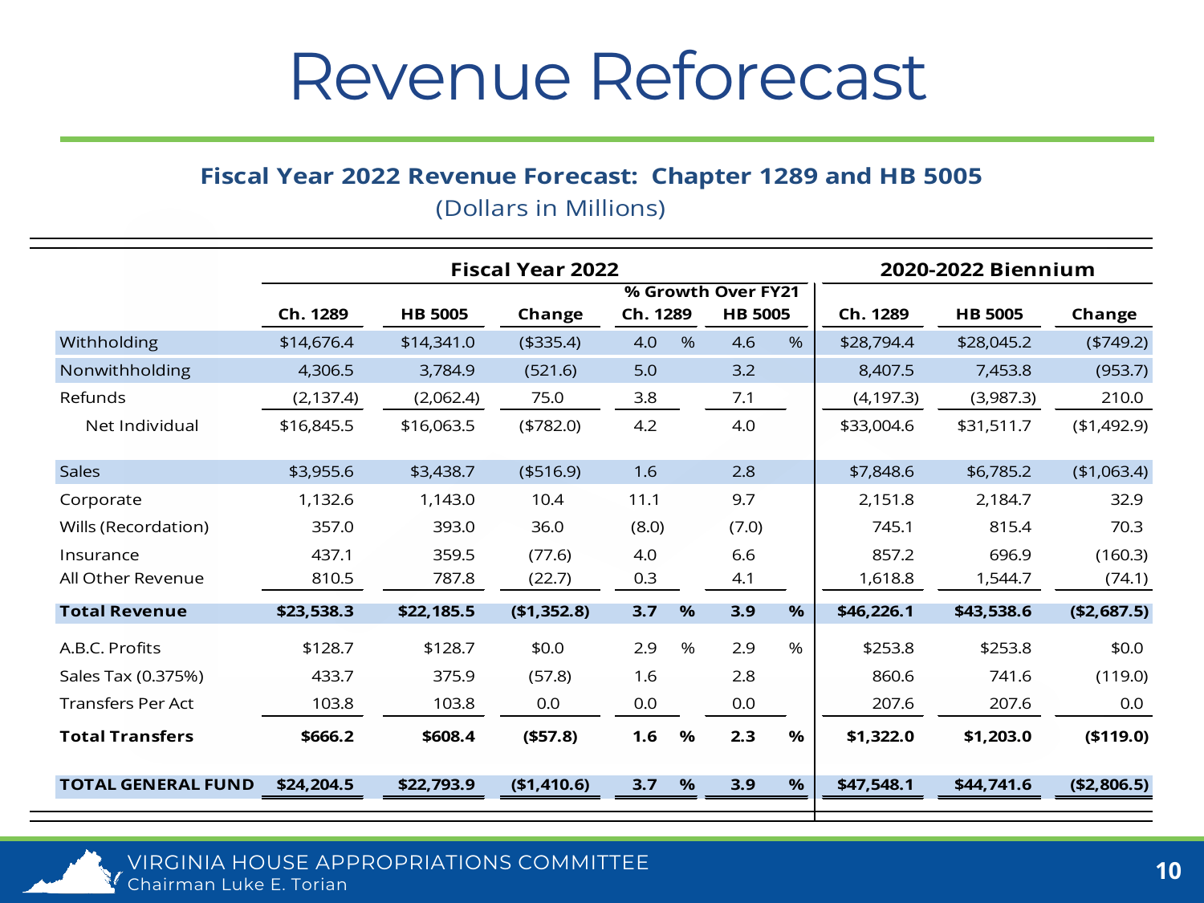# Revenue Reforecast

### Fiscal Year 2022 Revenue Forecast: Chapter 1289 and HB 5005

(Dollars in Millions)

| | Fiscal Year 2022 | | | | | | | 2020-2022 Biennium | | |
|---|---|---|---|---|---|---|---|---|---|---|
| | | | | % Growth Over FY21 | | | | | | |
| | Ch. 1289 | HB 5005 | Change | Ch. 1289 | | HB 5005 | | Ch. 1289 | HB 5005 | Change |
| Withholding | $14,676.4 | $14,341.0 | ($335.4) | 4.0 | % | 4.6 | % | $28,794.4 | $28,045.2 | ($749.2) |
| Nonwithholding | 4,306.5 | 3,784.9 | (521.6) | 5.0 | | 3.2 | | 8,407.5 | 7,453.8 | (953.7) |
| Refunds | (2,137.4) | (2,062.4) | 75.0 | 3.8 | | 7.1 | | (4,197.3) | (3,987.3) | 210.0 |
| Net Individual | $16,845.5 | $16,063.5 | ($782.0) | 4.2 | | 4.0 | | $33,004.6 | $31,511.7 | ($1,492.9) |
| Sales | $3,955.6 | $3,438.7 | ($516.9) | 1.6 | | 2.8 | | $7,848.6 | $6,785.2 | ($1,063.4) |
| Corporate | 1,132.6 | 1,143.0 | 10.4 | 11.1 | | 9.7 | | 2,151.8 | 2,184.7 | 32.9 |
| Wills (Recordation) | 357.0 | 393.0 | 36.0 | (8.0) | | (7.0) | | 745.1 | 815.4 | 70.3 |
| Insurance | 437.1 | 359.5 | (77.6) | 4.0 | | 6.6 | | 857.2 | 696.9 | (160.3) |
| All Other Revenue | 810.5 | 787.8 | (22.7) | 0.3 | | 4.1 | | 1,618.8 | 1,544.7 | (74.1) |
| **Total Revenue** | **$23,538.3** | **$22,185.5** | **($1,352.8)** | **3.7** | **%** | **3.9** | **%** | **$46,226.1** | **$43,538.6** | **($2,687.5)** |
| A.B.C. Profits | $128.7 | $128.7 | $0.0 | 2.9 | % | 2.9 | % | $253.8 | $253.8 | $0.0 |
| Sales Tax (0.375%) | 433.7 | 375.9 | (57.8) | 1.6 | | 2.8 | | 860.6 | 741.6 | (119.0) |
| Transfers Per Act | 103.8 | 103.8 | 0.0 | 0.0 | | 0.0 | | 207.6 | 207.6 | 0.0 |
| **Total Transfers** | **$666.2** | **$608.4** | **($57.8)** | **1.6** | **%** | **2.3** | **%** | **$1,322.0** | **$1,203.0** | **($119.0)** |
| **TOTAL GENERAL FUND** | **$24,204.5** | **$22,793.9** | **($1,410.6)** | **3.7** | **%** | **3.9** | **%** | **$47,548.1** | **$44,741.6** | **($2,806.5)** |

VIRGINIA HOUSE APPROPRIATIONS COMMITTEE
Chairman Luke E. Torian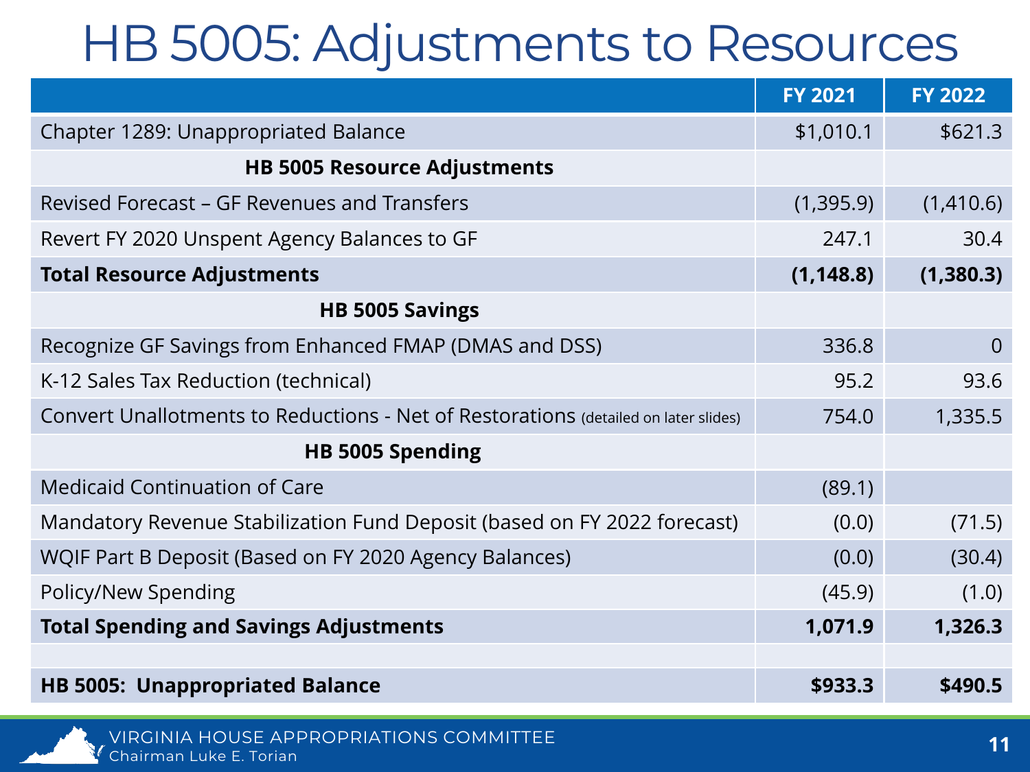# HB 5005: Adjustments to Resources

| | FY 2021 | FY 2022 |
|---|---|---|
| Chapter 1289: Unappropriated Balance | $1,010.1 | $621.3 |
| **HB 5005 Resource Adjustments** | | |
| Revised Forecast – GF Revenues and Transfers | (1,395.9) | (1,410.6) |
| Revert FY 2020 Unspent Agency Balances to GF | 247.1 | 30.4 |
| **Total Resource Adjustments** | **(1,148.8)** | **(1,380.3)** |
| **HB 5005 Savings** | | |
| Recognize GF Savings from Enhanced FMAP (DMAS and DSS) | 336.8 | 0 |
| K-12 Sales Tax Reduction (technical) | 95.2 | 93.6 |
| Convert Unallotments to Reductions - Net of Restorations (detailed on later slides) | 754.0 | 1,335.5 |
| **HB 5005 Spending** | | |
| Medicaid Continuation of Care | (89.1) | |
| Mandatory Revenue Stabilization Fund Deposit (based on FY 2022 forecast) | (0.0) | (71.5) |
| WQIF Part B Deposit (Based on FY 2020 Agency Balances) | (0.0) | (30.4) |
| Policy/New Spending | (45.9) | (1.0) |
| **Total Spending and Savings Adjustments** | **1,071.9** | **1,326.3** |
| | | |
| **HB 5005: Unappropriated Balance** | **$933.3** | **$490.5** |

VIRGINIA HOUSE APPROPRIATIONS COMMITTEE
Chairman Luke E. Torian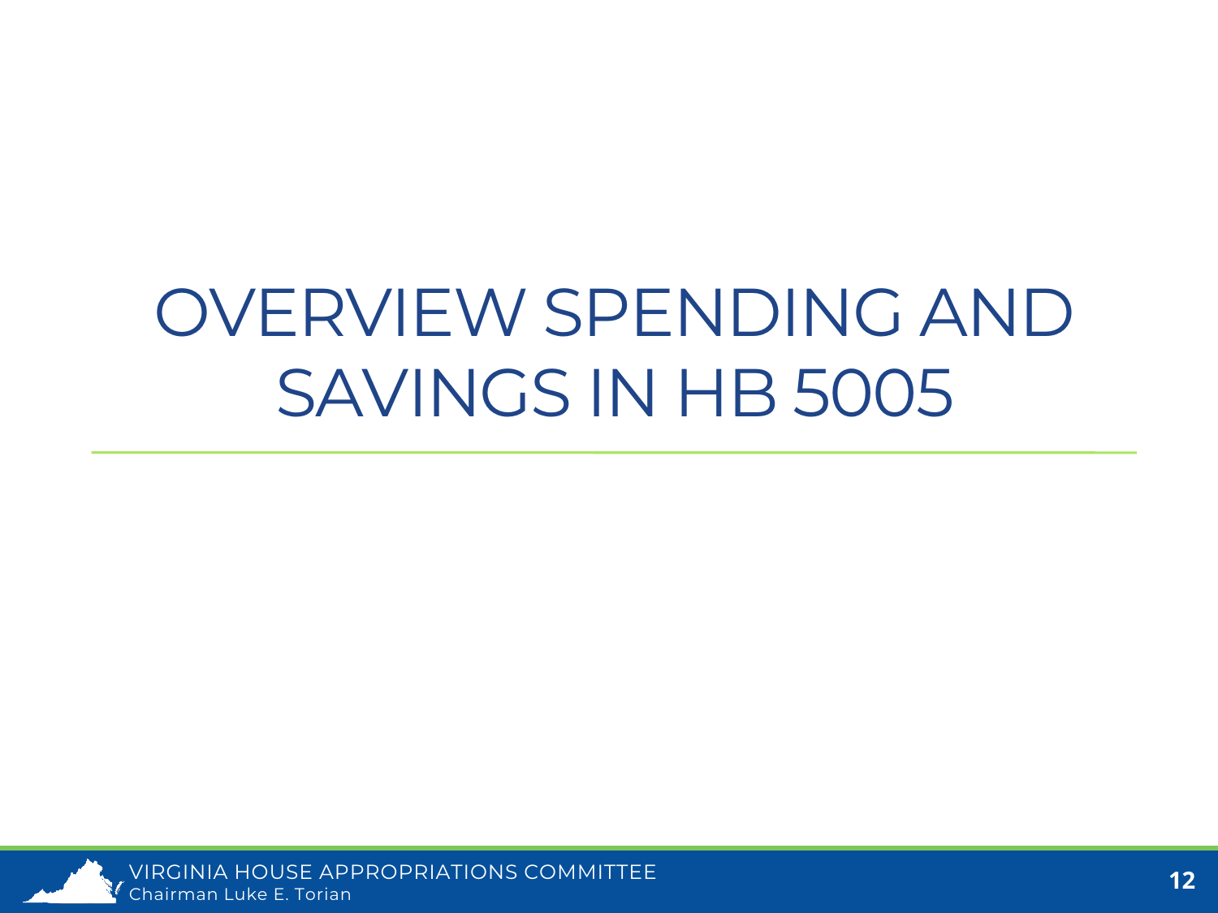# OVERVIEW SPENDING AND SAVINGS IN HB 5005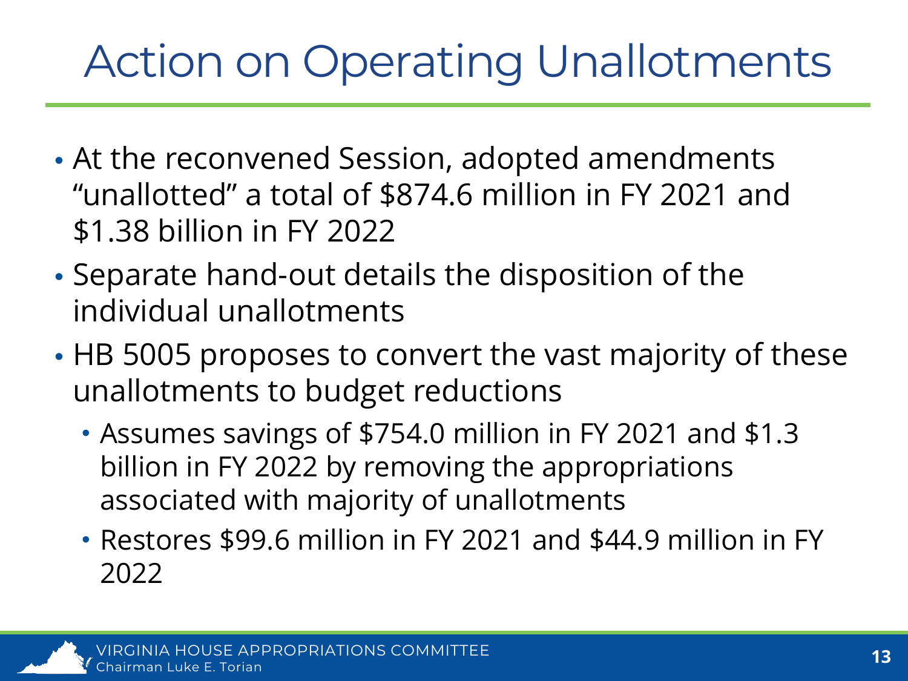# Action on Operating Unallotments

- At the reconvened Session, adopted amendments "unallotted" a total of $874.6 million in FY 2021 and $1.38 billion in FY 2022
- Separate hand-out details the disposition of the individual unallotments
- HB 5005 proposes to convert the vast majority of these unallotments to budget reductions
  - Assumes savings of $754.0 million in FY 2021 and $1.3 billion in FY 2022 by removing the appropriations associated with majority of unallotments
  - Restores $99.6 million in FY 2021 and $44.9 million in FY 2022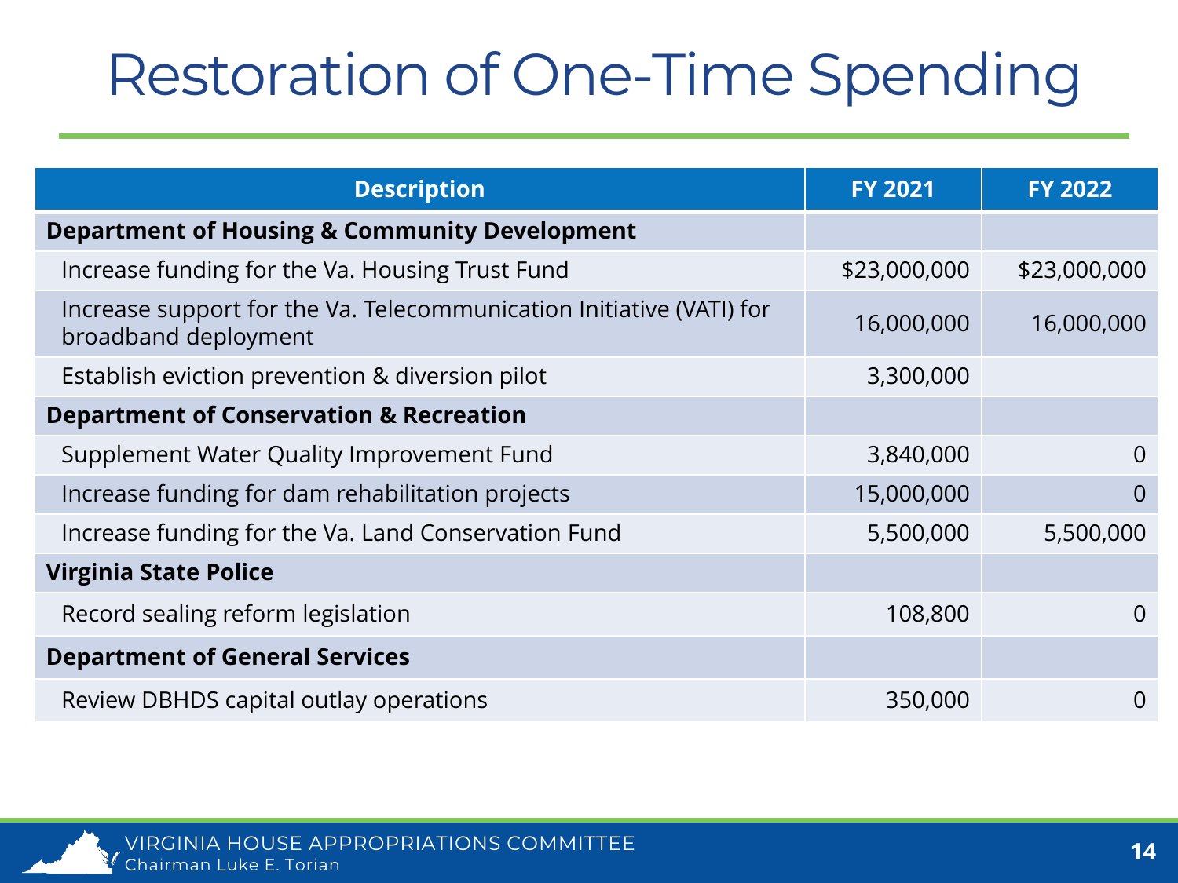# Restoration of One-Time Spending

| Description | FY 2021 | FY 2022 |
| --- | --- | --- |
| **Department of Housing & Community Development** | | |
| Increase funding for the Va. Housing Trust Fund | $23,000,000 | $23,000,000 |
| Increase support for the Va. Telecommunication Initiative (VATI) for broadband deployment | 16,000,000 | 16,000,000 |
| Establish eviction prevention & diversion pilot | 3,300,000 | |
| **Department of Conservation & Recreation** | | |
| Supplement Water Quality Improvement Fund | 3,840,000 | 0 |
| Increase funding for dam rehabilitation projects | 15,000,000 | 0 |
| Increase funding for the Va. Land Conservation Fund | 5,500,000 | 5,500,000 |
| **Virginia State Police** | | |
| Record sealing reform legislation | 108,800 | 0 |
| **Department of General Services** | | |
| Review DBHDS capital outlay operations | 350,000 | 0 |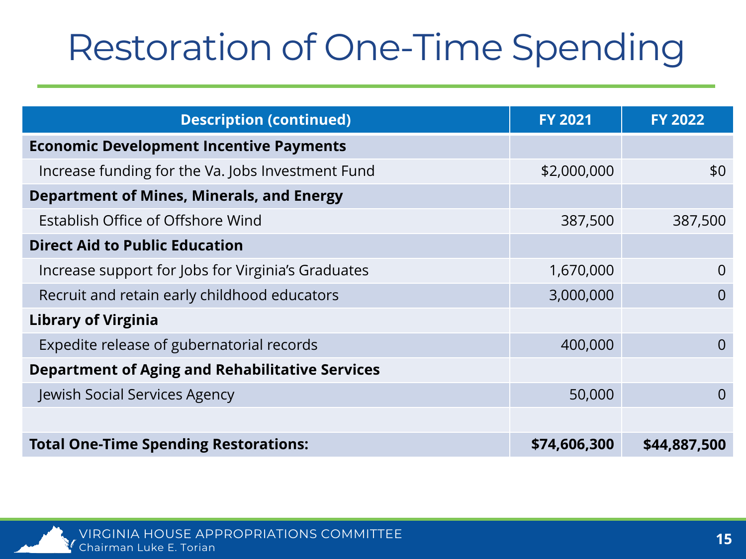# Restoration of One-Time Spending

| Description (continued) | FY 2021 | FY 2022 |
| --- | --- | --- |
| **Economic Development Incentive Payments** | | |
| Increase funding for the Va. Jobs Investment Fund | $2,000,000 | $0 |
| **Department of Mines, Minerals, and Energy** | | |
| Establish Office of Offshore Wind | 387,500 | 387,500 |
| **Direct Aid to Public Education** | | |
| Increase support for Jobs for Virginia's Graduates | 1,670,000 | 0 |
| Recruit and retain early childhood educators | 3,000,000 | 0 |
| **Library of Virginia** | | |
| Expedite release of gubernatorial records | 400,000 | 0 |
| **Department of Aging and Rehabilitative Services** | | |
| Jewish Social Services Agency | 50,000 | 0 |
| | | |
| **Total One-Time Spending Restorations:** | **$74,606,300** | **$44,887,500** |

VIRGINIA HOUSE APPROPRIATIONS COMMITTEE
Chairman Luke E. Torian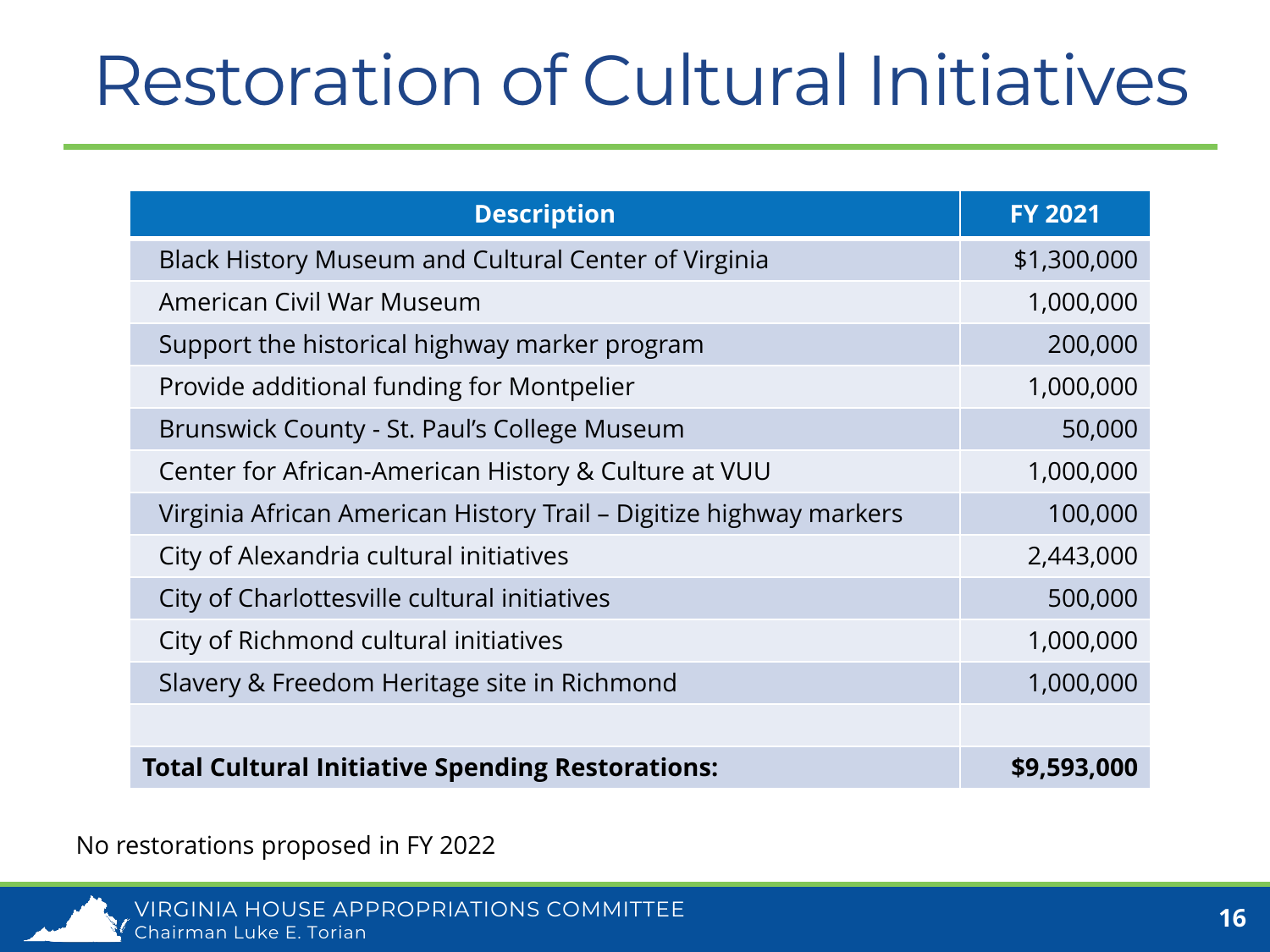# Restoration of Cultural Initiatives

| Description | FY 2021 |
|---|---|
| Black History Museum and Cultural Center of Virginia | $1,300,000 |
| American Civil War Museum | 1,000,000 |
| Support the historical highway marker program | 200,000 |
| Provide additional funding for Montpelier | 1,000,000 |
| Brunswick County - St. Paul's College Museum | 50,000 |
| Center for African-American History & Culture at VUU | 1,000,000 |
| Virginia African American History Trail – Digitize highway markers | 100,000 |
| City of Alexandria cultural initiatives | 2,443,000 |
| City of Charlottesville cultural initiatives | 500,000 |
| City of Richmond cultural initiatives | 1,000,000 |
| Slavery & Freedom Heritage site in Richmond | 1,000,000 |
| | |
| **Total Cultural Initiative Spending Restorations:** | **$9,593,000** |

No restorations proposed in FY 2022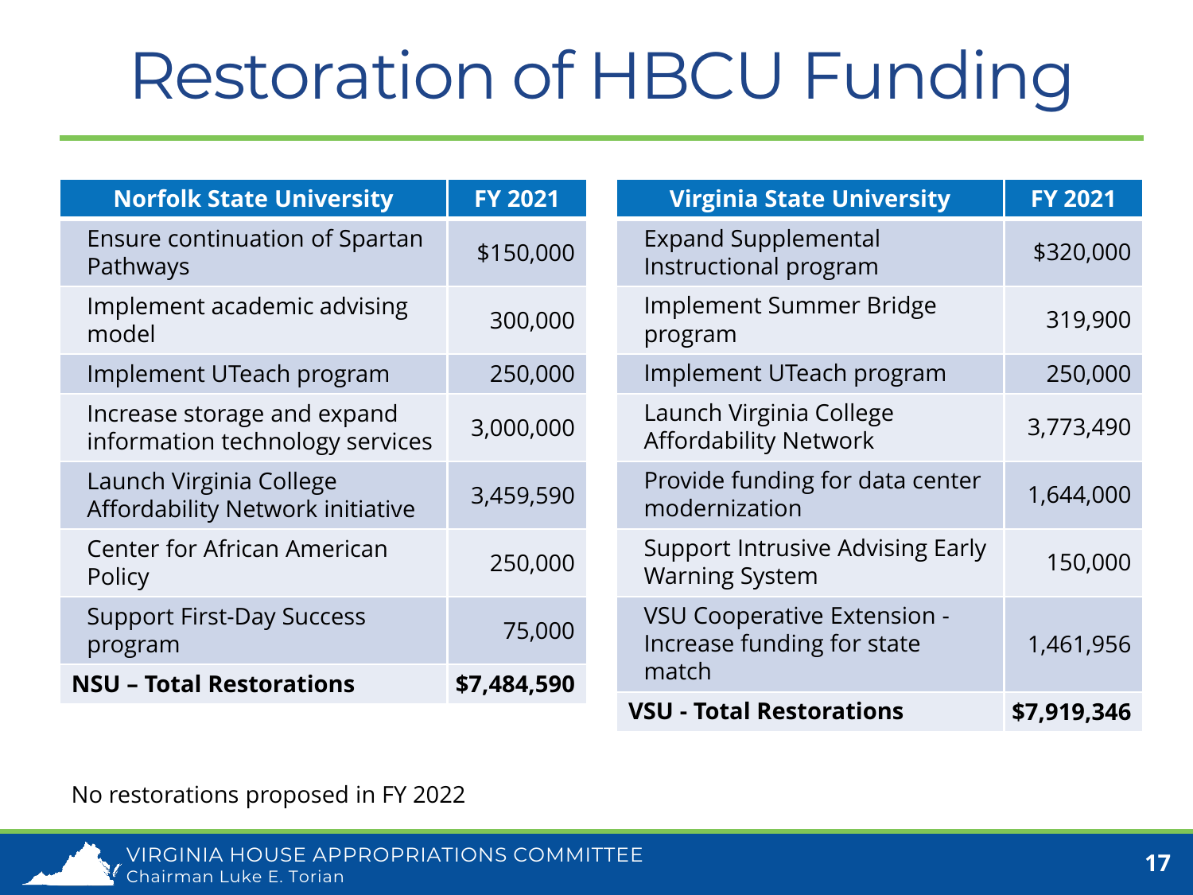# Restoration of HBCU Funding

| Norfolk State University | FY 2021 |
|---|---|
| Ensure continuation of Spartan Pathways | $150,000 |
| Implement academic advising model | 300,000 |
| Implement UTeach program | 250,000 |
| Increase storage and expand information technology services | 3,000,000 |
| Launch Virginia College Affordability Network initiative | 3,459,590 |
| Center for African American Policy | 250,000 |
| Support First-Day Success program | 75,000 |
| **NSU – Total Restorations** | **$7,484,590** |

| Virginia State University | FY 2021 |
|---|---|
| Expand Supplemental Instructional program | $320,000 |
| Implement Summer Bridge program | 319,900 |
| Implement UTeach program | 250,000 |
| Launch Virginia College Affordability Network | 3,773,490 |
| Provide funding for data center modernization | 1,644,000 |
| Support Intrusive Advising Early Warning System | 150,000 |
| VSU Cooperative Extension - Increase funding for state match | 1,461,956 |
| **VSU - Total Restorations** | **$7,919,346** |

No restorations proposed in FY 2022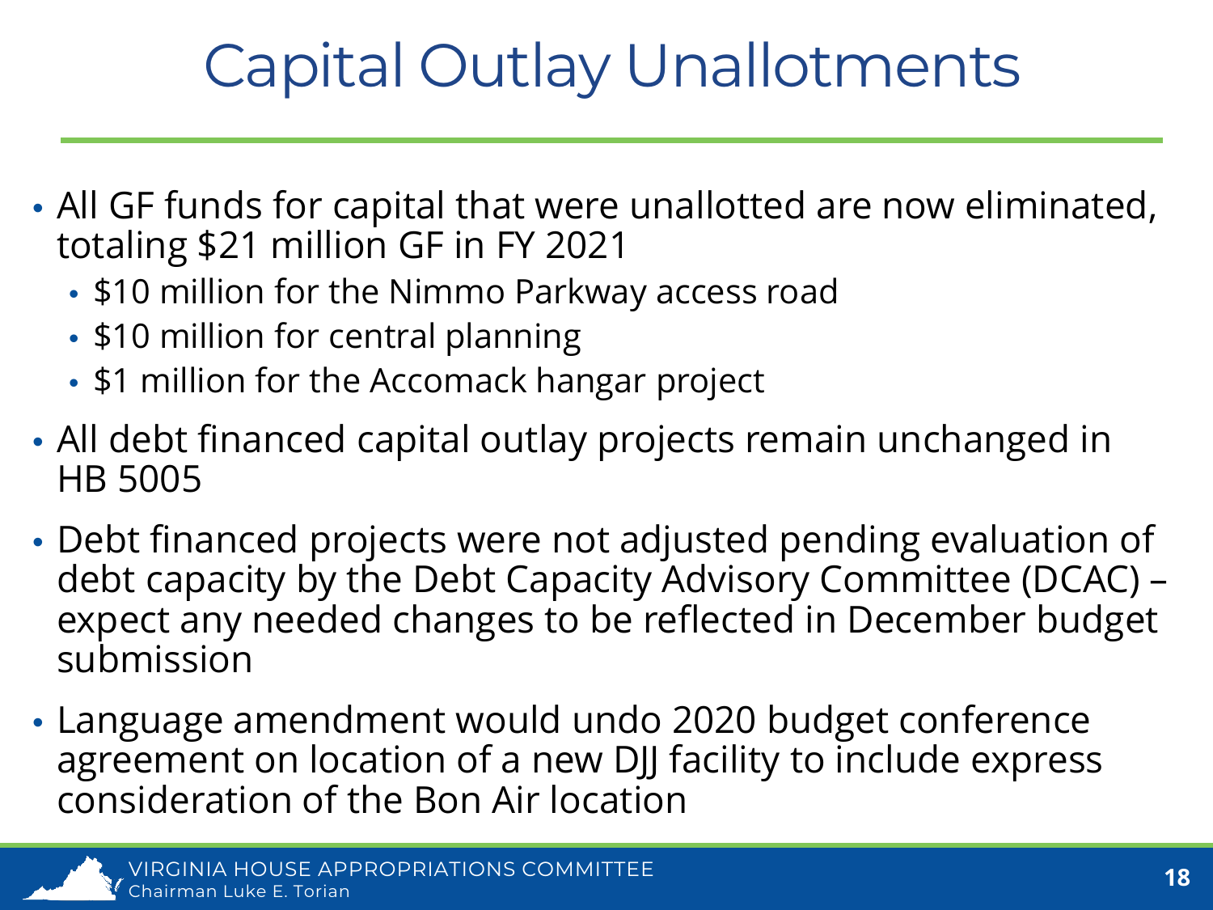# Capital Outlay Unallotments

- All GF funds for capital that were unallotted are now eliminated, totaling $21 million GF in FY 2021
  - $10 million for the Nimmo Parkway access road
  - $10 million for central planning
  - $1 million for the Accomack hangar project
- All debt financed capital outlay projects remain unchanged in HB 5005
- Debt financed projects were not adjusted pending evaluation of debt capacity by the Debt Capacity Advisory Committee (DCAC) – expect any needed changes to be reflected in December budget submission
- Language amendment would undo 2020 budget conference agreement on location of a new DJJ facility to include express consideration of the Bon Air location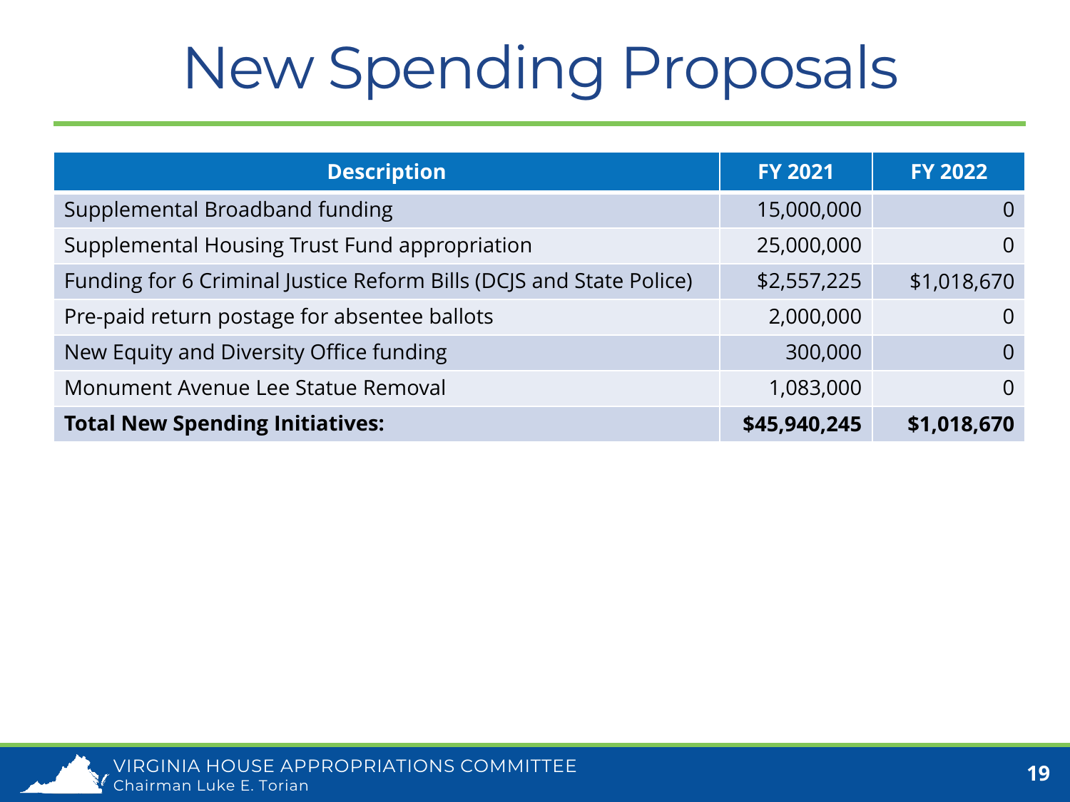# New Spending Proposals

| Description | FY 2021 | FY 2022 |
|---|---|---|
| Supplemental Broadband funding | 15,000,000 | 0 |
| Supplemental Housing Trust Fund appropriation | 25,000,000 | 0 |
| Funding for 6 Criminal Justice Reform Bills (DCJS and State Police) | $2,557,225 | $1,018,670 |
| Pre-paid return postage for absentee ballots | 2,000,000 | 0 |
| New Equity and Diversity Office funding | 300,000 | 0 |
| Monument Avenue Lee Statue Removal | 1,083,000 | 0 |
| **Total New Spending Initiatives:** | **$45,940,245** | **$1,018,670** |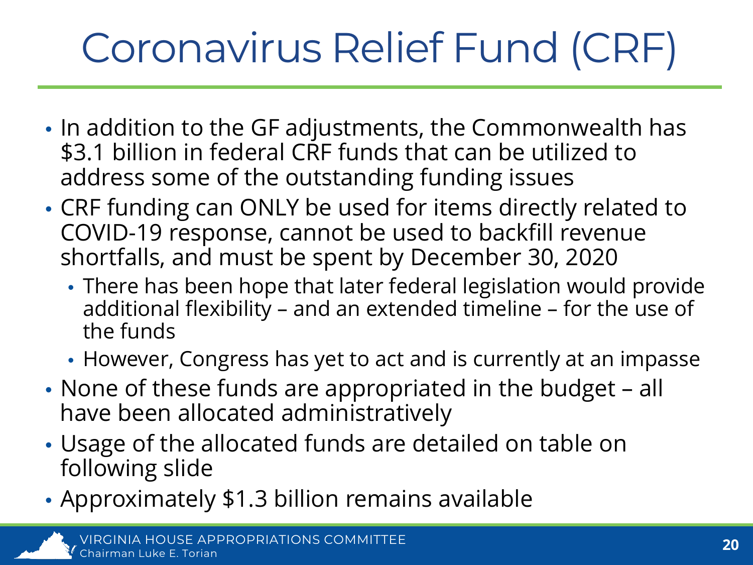# Coronavirus Relief Fund (CRF)

- In addition to the GF adjustments, the Commonwealth has $3.1 billion in federal CRF funds that can be utilized to address some of the outstanding funding issues
- CRF funding can ONLY be used for items directly related to COVID-19 response, cannot be used to backfill revenue shortfalls, and must be spent by December 30, 2020
  - There has been hope that later federal legislation would provide additional flexibility – and an extended timeline – for the use of the funds
  - However, Congress has yet to act and is currently at an impasse
- None of these funds are appropriated in the budget – all have been allocated administratively
- Usage of the allocated funds are detailed on table on following slide
- Approximately $1.3 billion remains available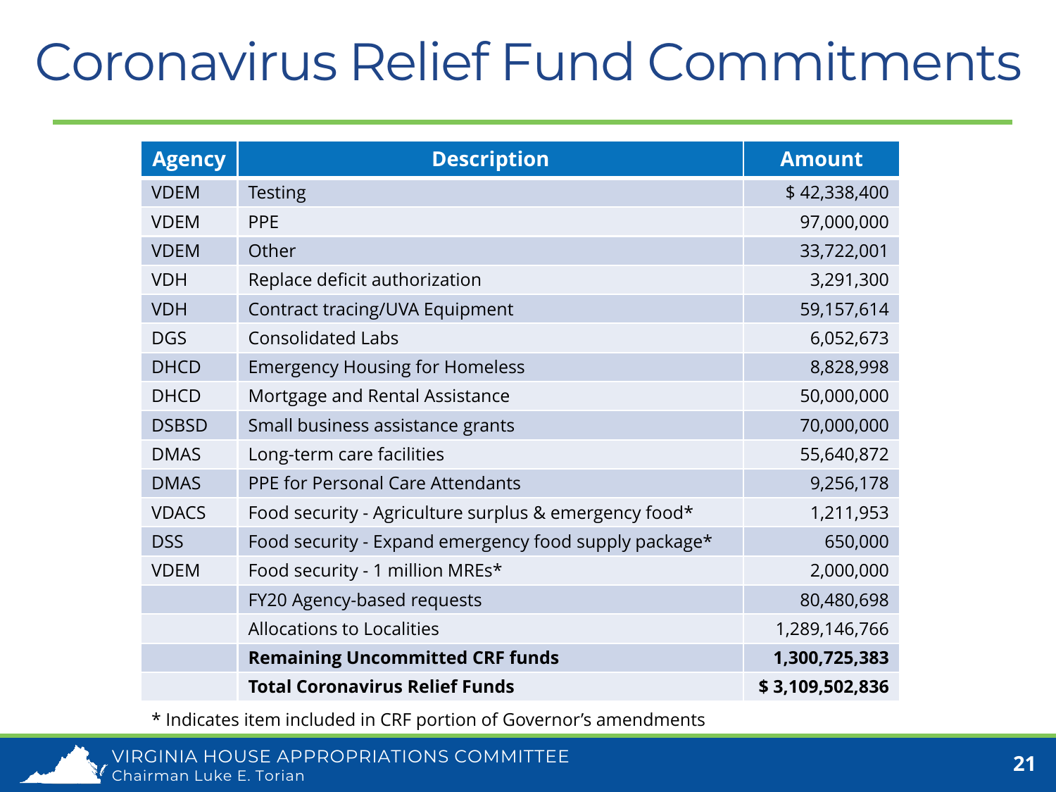# Coronavirus Relief Fund Commitments

| Agency | Description | Amount |
|---|---|---|
| VDEM | Testing | $ 42,338,400 |
| VDEM | PPE | 97,000,000 |
| VDEM | Other | 33,722,001 |
| VDH | Replace deficit authorization | 3,291,300 |
| VDH | Contract tracing/UVA Equipment | 59,157,614 |
| DGS | Consolidated Labs | 6,052,673 |
| DHCD | Emergency Housing for Homeless | 8,828,998 |
| DHCD | Mortgage and Rental Assistance | 50,000,000 |
| DSBSD | Small business assistance grants | 70,000,000 |
| DMAS | Long-term care facilities | 55,640,872 |
| DMAS | PPE for Personal Care Attendants | 9,256,178 |
| VDACS | Food security - Agriculture surplus & emergency food* | 1,211,953 |
| DSS | Food security - Expand emergency food supply package* | 650,000 |
| VDEM | Food security - 1 million MREs* | 2,000,000 |
| | FY20 Agency-based requests | 80,480,698 |
| | Allocations to Localities | 1,289,146,766 |
| | **Remaining Uncommitted CRF funds** | **1,300,725,383** |
| | **Total Coronavirus Relief Funds** | **$ 3,109,502,836** |

* Indicates item included in CRF portion of Governor's amendments

VIRGINIA HOUSE APPROPRIATIONS COMMITTEE
Chairman Luke E. Torian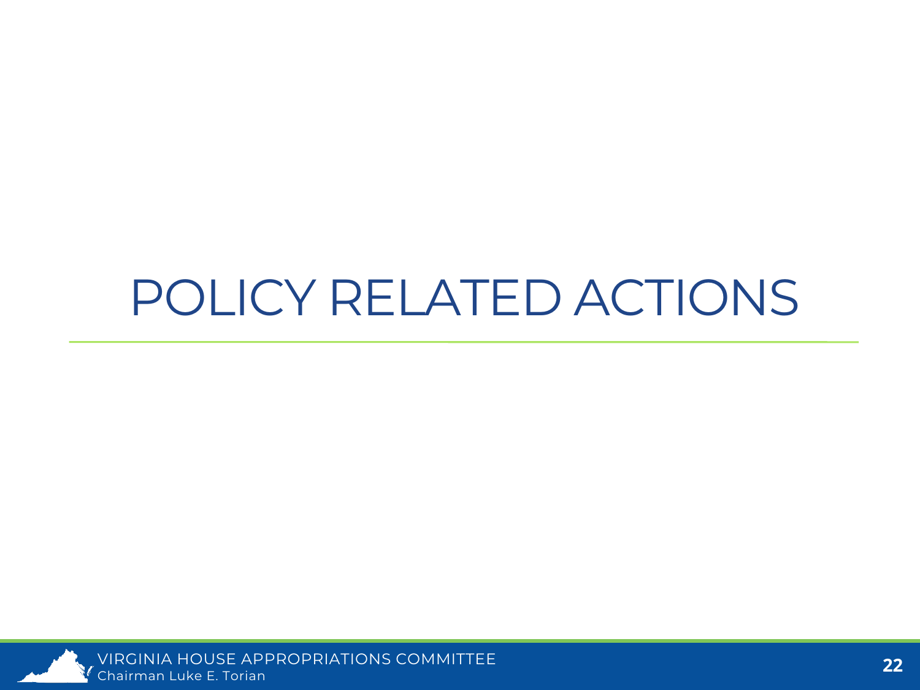# POLICY RELATED ACTIONS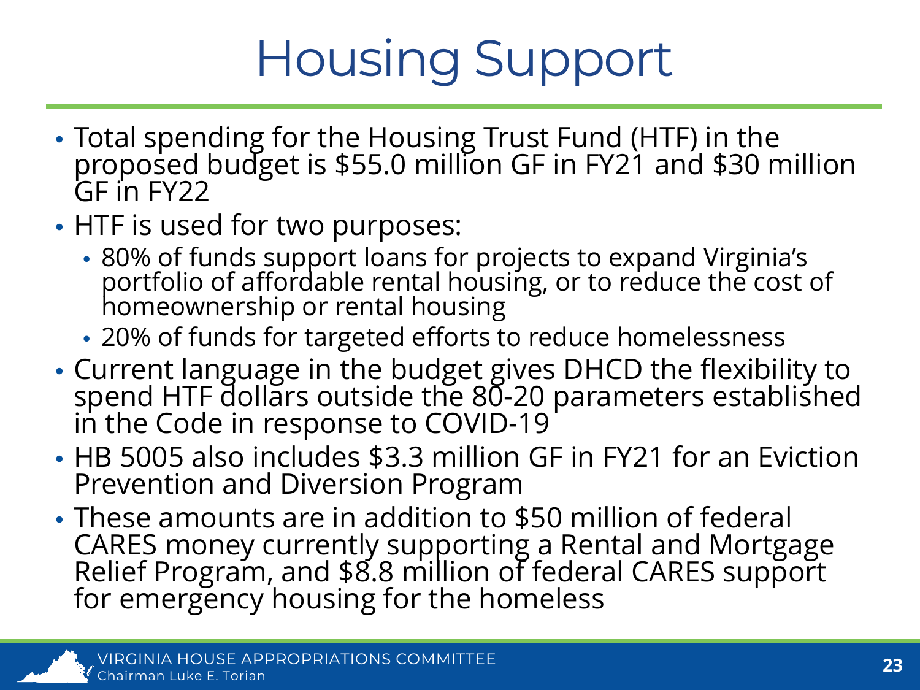# Housing Support

- Total spending for the Housing Trust Fund (HTF) in the proposed budget is $55.0 million GF in FY21 and $30 million GF in FY22
- HTF is used for two purposes:
  - 80% of funds support loans for projects to expand Virginia's portfolio of affordable rental housing, or to reduce the cost of homeownership or rental housing
  - 20% of funds for targeted efforts to reduce homelessness
- Current language in the budget gives DHCD the flexibility to spend HTF dollars outside the 80-20 parameters established in the Code in response to COVID-19
- HB 5005 also includes $3.3 million GF in FY21 for an Eviction Prevention and Diversion Program
- These amounts are in addition to $50 million of federal CARES money currently supporting a Rental and Mortgage Relief Program, and $8.8 million of federal CARES support for emergency housing for the homeless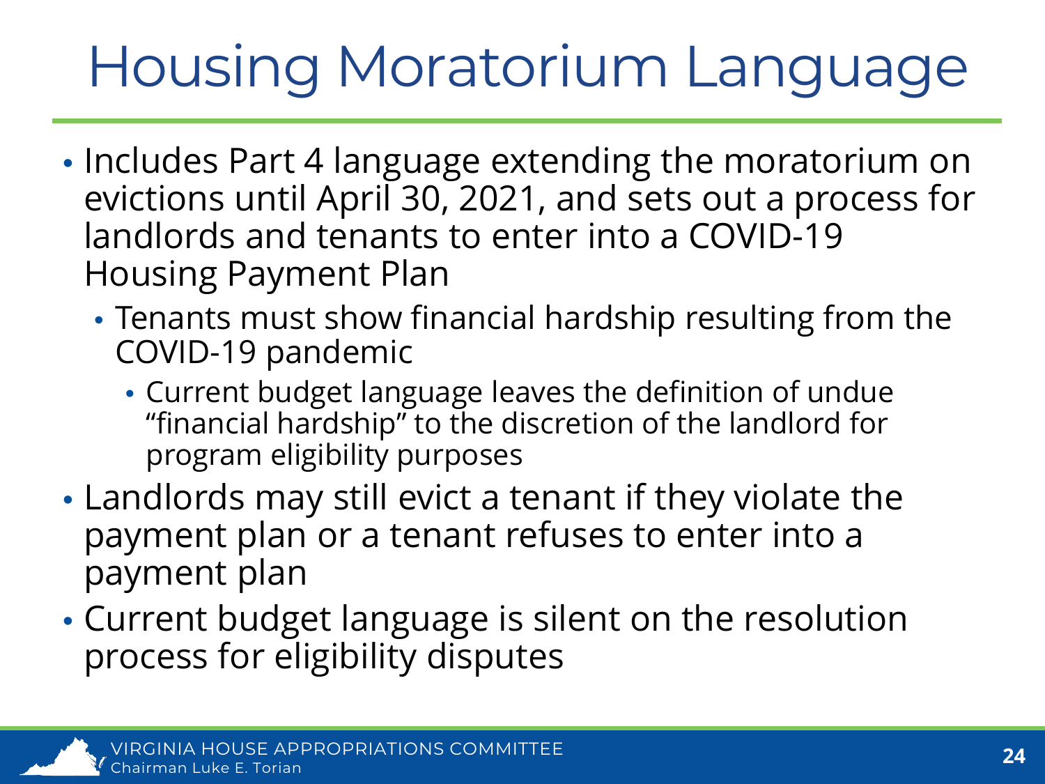# Housing Moratorium Language

- Includes Part 4 language extending the moratorium on evictions until April 30, 2021, and sets out a process for landlords and tenants to enter into a COVID-19 Housing Payment Plan
  - Tenants must show financial hardship resulting from the COVID-19 pandemic
    - Current budget language leaves the definition of undue "financial hardship" to the discretion of the landlord for program eligibility purposes
- Landlords may still evict a tenant if they violate the payment plan or a tenant refuses to enter into a payment plan
- Current budget language is silent on the resolution process for eligibility disputes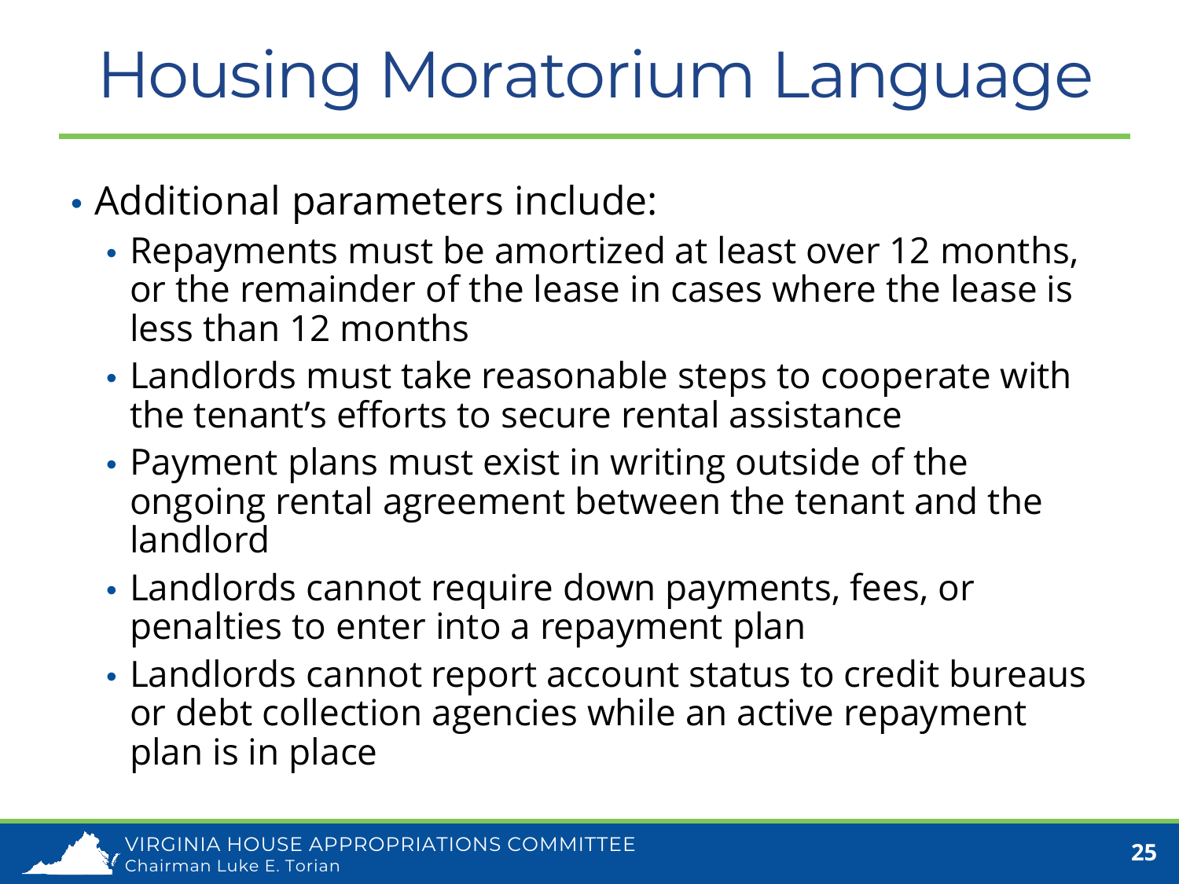# Housing Moratorium Language

- Additional parameters include:
  - Repayments must be amortized at least over 12 months, or the remainder of the lease in cases where the lease is less than 12 months
  - Landlords must take reasonable steps to cooperate with the tenant's efforts to secure rental assistance
  - Payment plans must exist in writing outside of the ongoing rental agreement between the tenant and the landlord
  - Landlords cannot require down payments, fees, or penalties to enter into a repayment plan
  - Landlords cannot report account status to credit bureaus or debt collection agencies while an active repayment plan is in place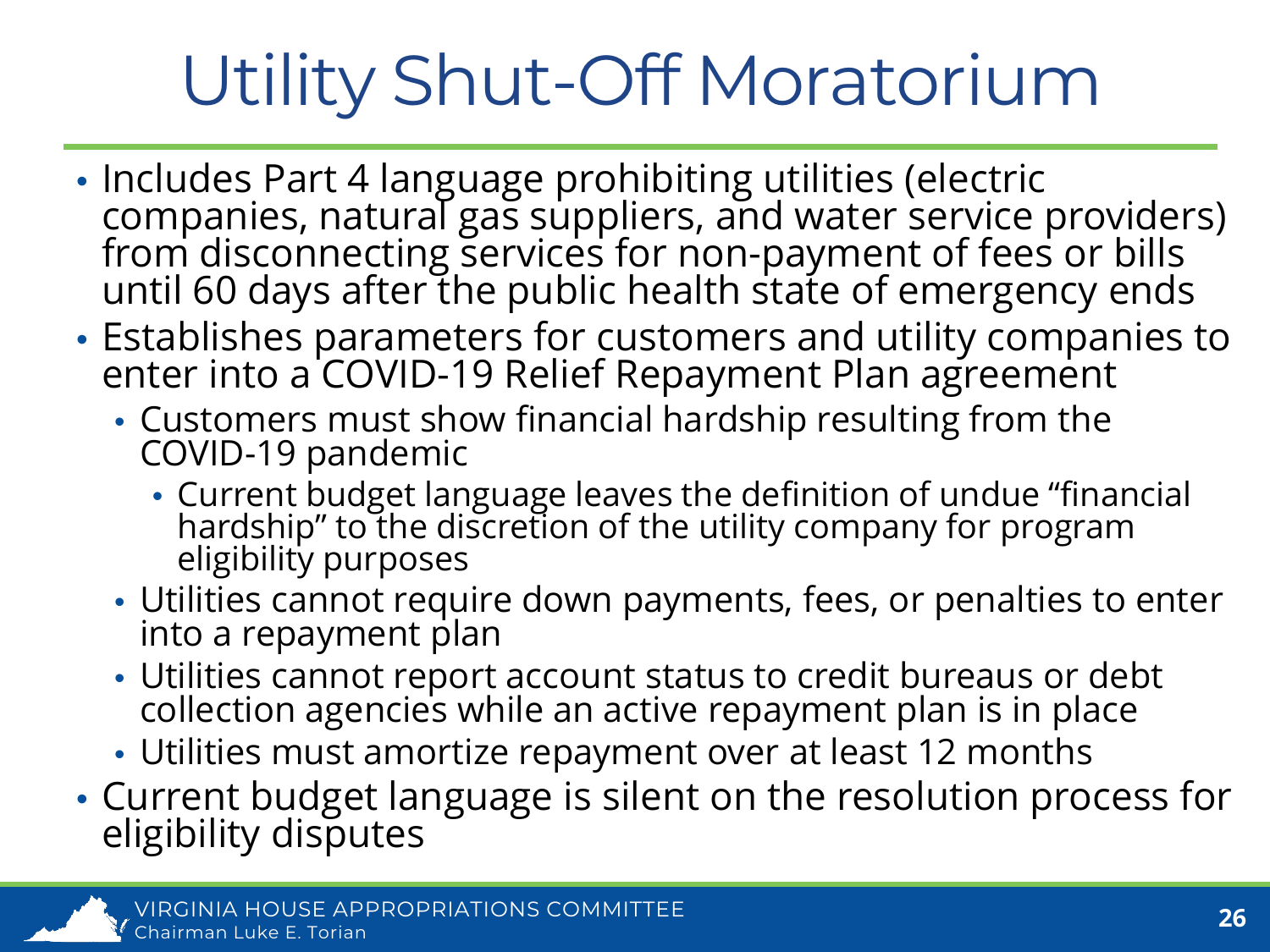# Utility Shut-Off Moratorium

- Includes Part 4 language prohibiting utilities (electric companies, natural gas suppliers, and water service providers) from disconnecting services for non-payment of fees or bills until 60 days after the public health state of emergency ends
- Establishes parameters for customers and utility companies to enter into a COVID-19 Relief Repayment Plan agreement
  - Customers must show financial hardship resulting from the COVID-19 pandemic
    - Current budget language leaves the definition of undue "financial hardship" to the discretion of the utility company for program eligibility purposes
  - Utilities cannot require down payments, fees, or penalties to enter into a repayment plan
  - Utilities cannot report account status to credit bureaus or debt collection agencies while an active repayment plan is in place
  - Utilities must amortize repayment over at least 12 months
- Current budget language is silent on the resolution process for eligibility disputes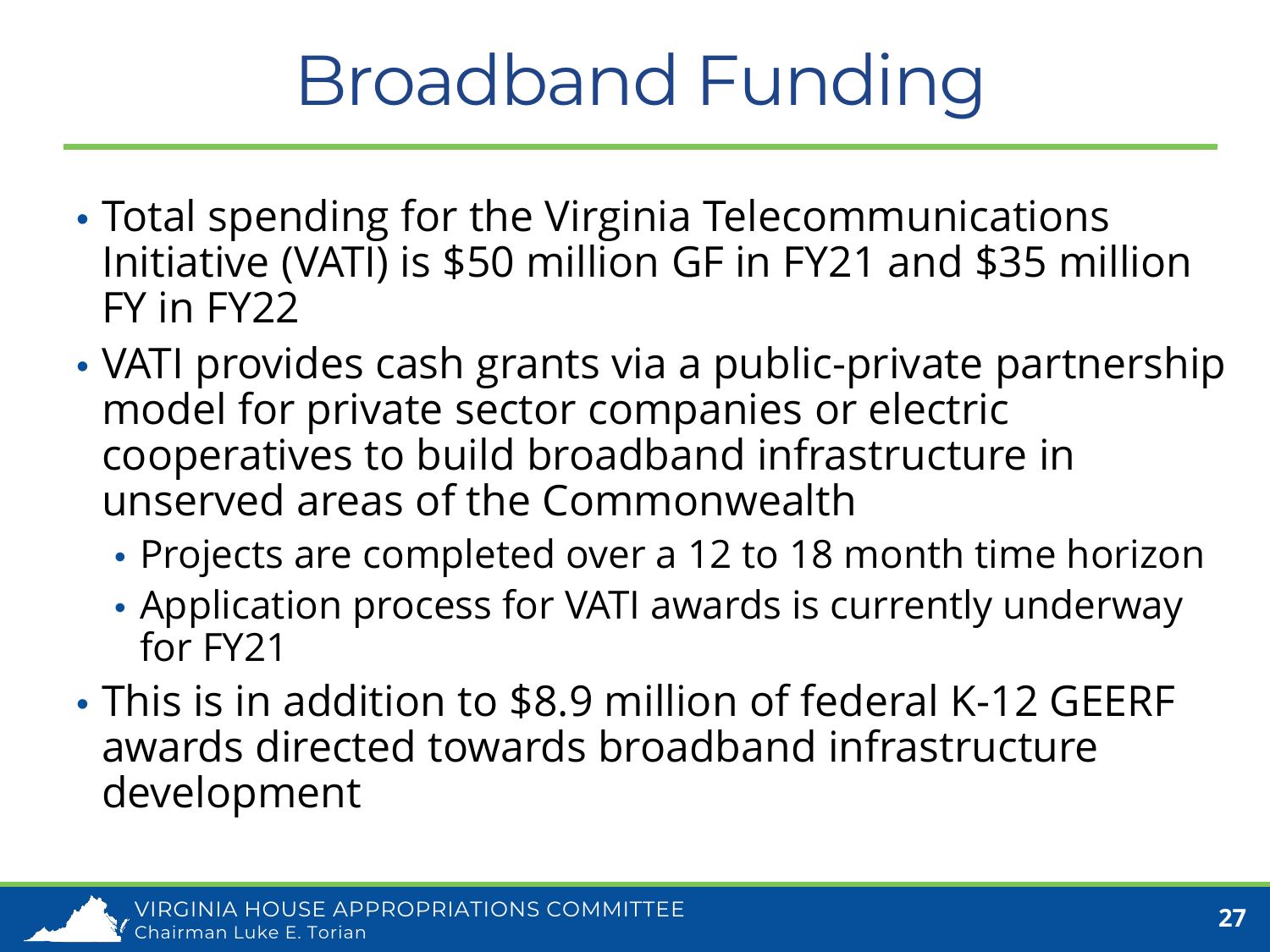# Broadband Funding

- Total spending for the Virginia Telecommunications Initiative (VATI) is $50 million GF in FY21 and $35 million FY in FY22
- VATI provides cash grants via a public-private partnership model for private sector companies or electric cooperatives to build broadband infrastructure in unserved areas of the Commonwealth
  - Projects are completed over a 12 to 18 month time horizon
  - Application process for VATI awards is currently underway for FY21
- This is in addition to $8.9 million of federal K-12 GEERF awards directed towards broadband infrastructure development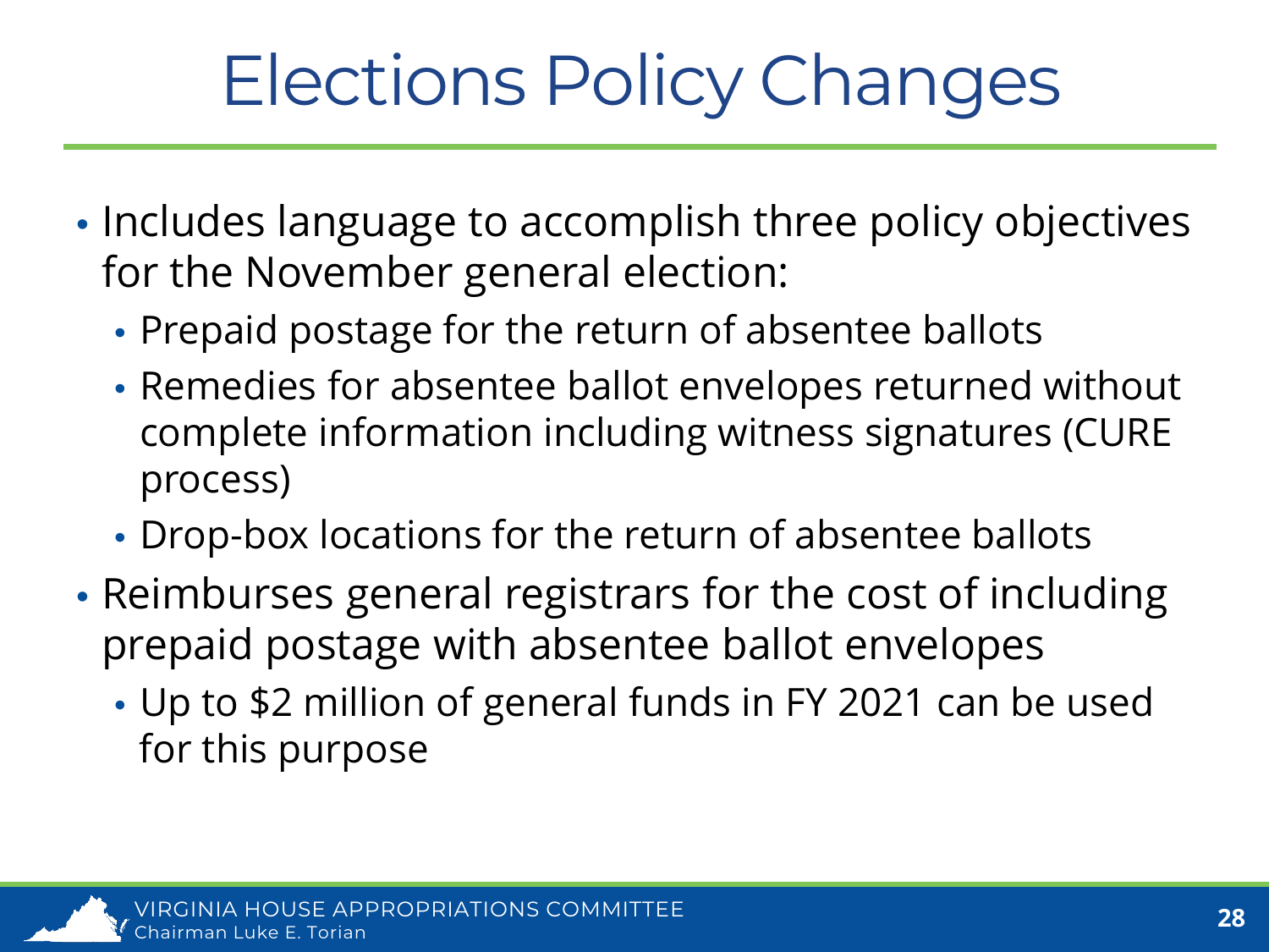# Elections Policy Changes

- Includes language to accomplish three policy objectives for the November general election:
  - Prepaid postage for the return of absentee ballots
  - Remedies for absentee ballot envelopes returned without complete information including witness signatures (CURE process)
  - Drop-box locations for the return of absentee ballots
- Reimburses general registrars for the cost of including prepaid postage with absentee ballot envelopes
  - Up to $2 million of general funds in FY 2021 can be used for this purpose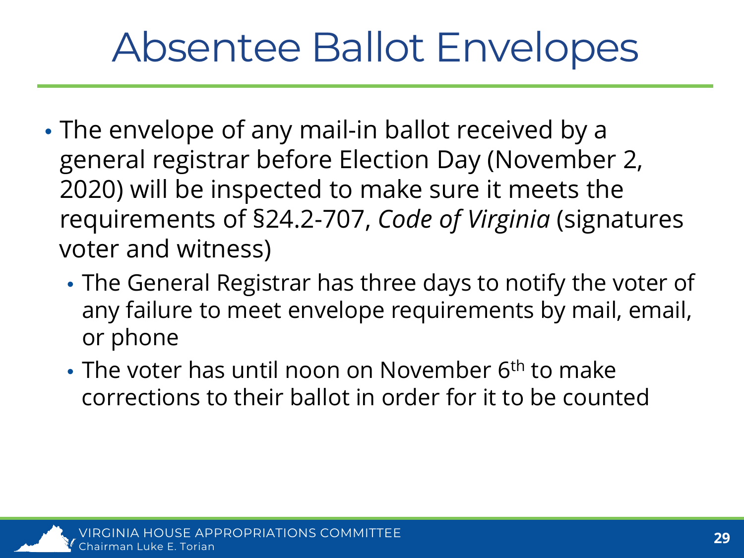# Absentee Ballot Envelopes

- The envelope of any mail-in ballot received by a general registrar before Election Day (November 2, 2020) will be inspected to make sure it meets the requirements of §24.2-707, *Code of Virginia* (signatures voter and witness)
  - The General Registrar has three days to notify the voter of any failure to meet envelope requirements by mail, email, or phone
  - The voter has until noon on November 6th to make corrections to their ballot in order for it to be counted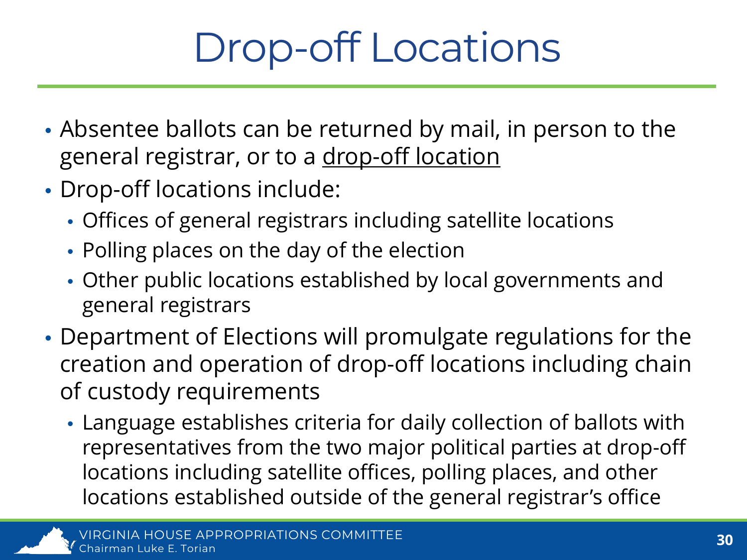# Drop-off Locations

- Absentee ballots can be returned by mail, in person to the general registrar, or to a drop-off location
- Drop-off locations include:
  - Offices of general registrars including satellite locations
  - Polling places on the day of the election
  - Other public locations established by local governments and general registrars
- Department of Elections will promulgate regulations for the creation and operation of drop-off locations including chain of custody requirements
  - Language establishes criteria for daily collection of ballots with representatives from the two major political parties at drop-off locations including satellite offices, polling places, and other locations established outside of the general registrar's office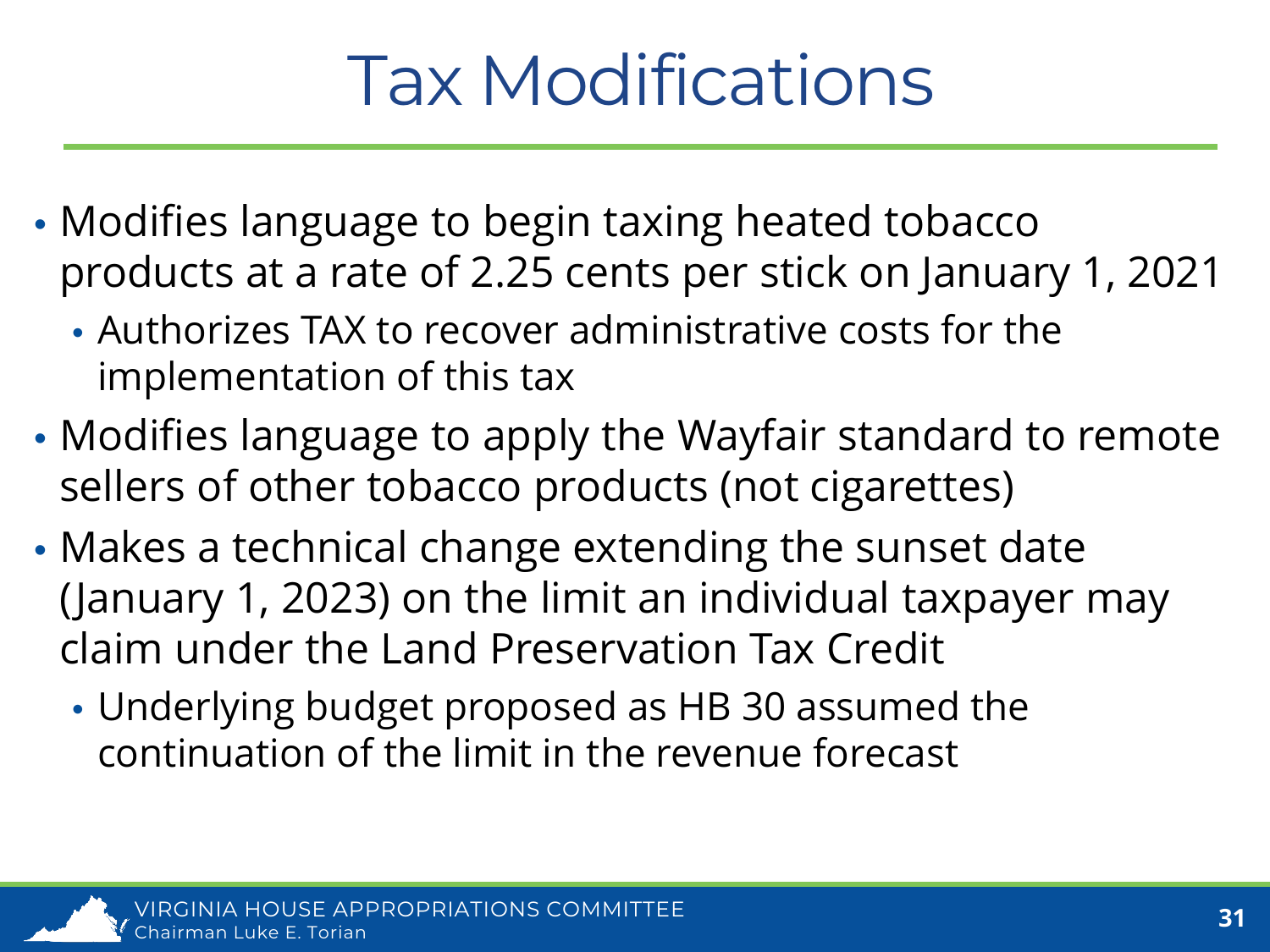# Tax Modifications

- Modifies language to begin taxing heated tobacco products at a rate of 2.25 cents per stick on January 1, 2021
  - Authorizes TAX to recover administrative costs for the implementation of this tax
- Modifies language to apply the Wayfair standard to remote sellers of other tobacco products (not cigarettes)
- Makes a technical change extending the sunset date (January 1, 2023) on the limit an individual taxpayer may claim under the Land Preservation Tax Credit
  - Underlying budget proposed as HB 30 assumed the continuation of the limit in the revenue forecast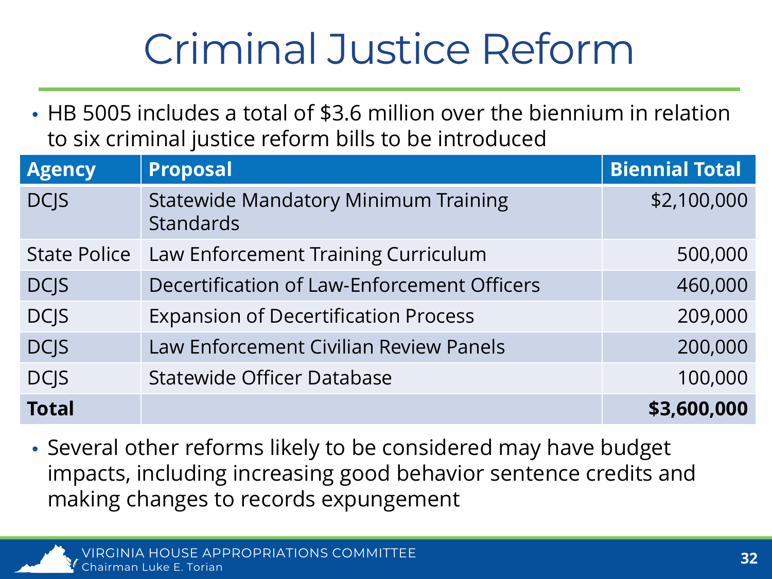# Criminal Justice Reform

- HB 5005 includes a total of $3.6 million over the biennium in relation to six criminal justice reform bills to be introduced

| Agency | Proposal | Biennial Total |
|---|---|---|
| DCJS | Statewide Mandatory Minimum Training Standards | $2,100,000 |
| State Police | Law Enforcement Training Curriculum | 500,000 |
| DCJS | Decertification of Law-Enforcement Officers | 460,000 |
| DCJS | Expansion of Decertification Process | 209,000 |
| DCJS | Law Enforcement Civilian Review Panels | 200,000 |
| DCJS | Statewide Officer Database | 100,000 |
| **Total** | | **$3,600,000** |

- Several other reforms likely to be considered may have budget impacts, including increasing good behavior sentence credits and making changes to records expungement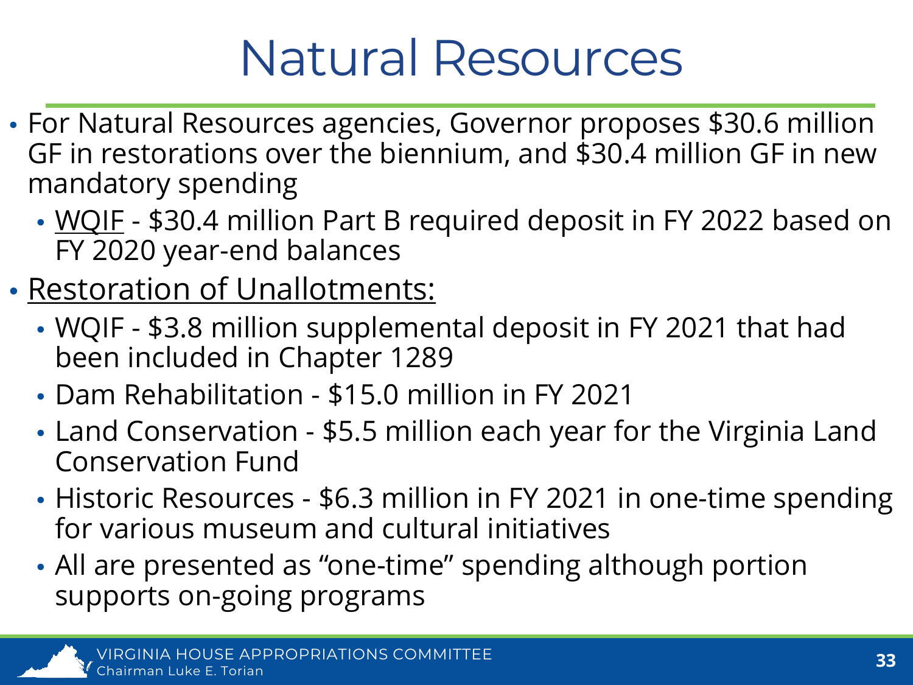# Natural Resources

- For Natural Resources agencies, Governor proposes $30.6 million GF in restorations over the biennium, and $30.4 million GF in new mandatory spending
  - <u>WQIF</u> - $30.4 million Part B required deposit in FY 2022 based on FY 2020 year-end balances
- <u>Restoration of Unallotments:</u>
  - WQIF - $3.8 million supplemental deposit in FY 2021 that had been included in Chapter 1289
  - Dam Rehabilitation - $15.0 million in FY 2021
  - Land Conservation - $5.5 million each year for the Virginia Land Conservation Fund
  - Historic Resources - $6.3 million in FY 2021 in one-time spending for various museum and cultural initiatives
  - All are presented as "one-time" spending although portion supports on-going programs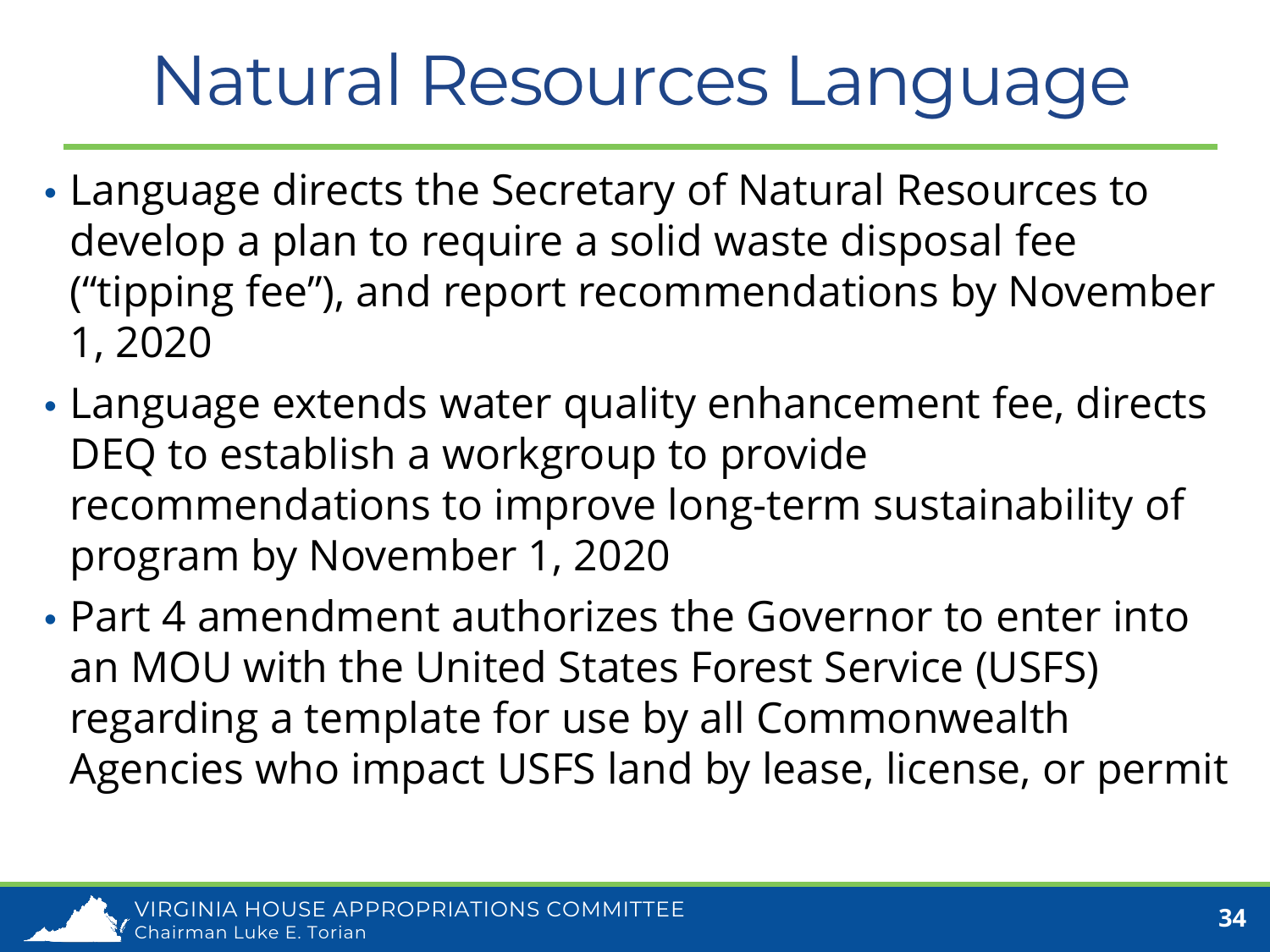# Natural Resources Language

- Language directs the Secretary of Natural Resources to develop a plan to require a solid waste disposal fee ("tipping fee"), and report recommendations by November 1, 2020
- Language extends water quality enhancement fee, directs DEQ to establish a workgroup to provide recommendations to improve long-term sustainability of program by November 1, 2020
- Part 4 amendment authorizes the Governor to enter into an MOU with the United States Forest Service (USFS) regarding a template for use by all Commonwealth Agencies who impact USFS land by lease, license, or permit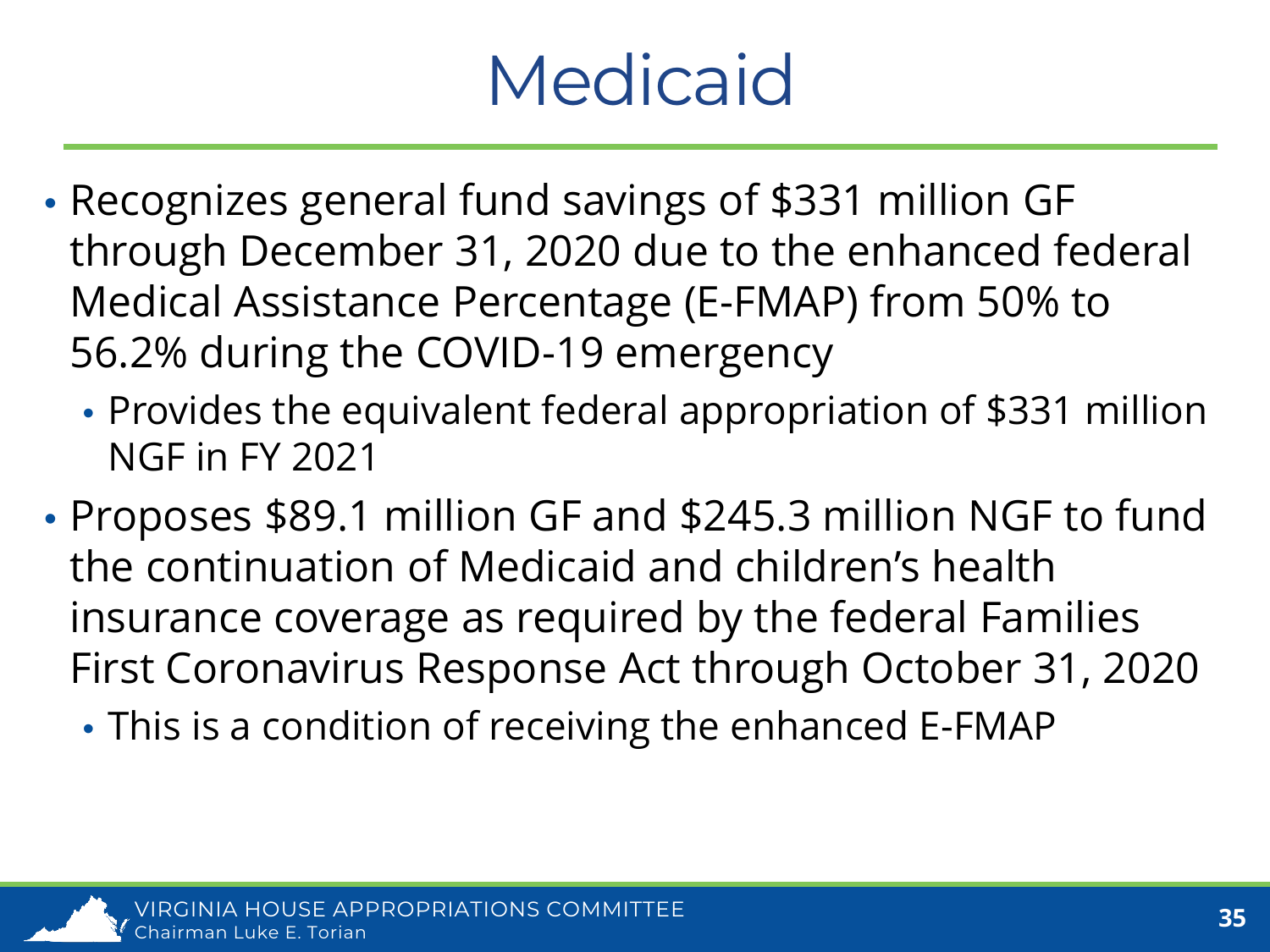# Medicaid

- Recognizes general fund savings of $331 million GF through December 31, 2020 due to the enhanced federal Medical Assistance Percentage (E-FMAP) from 50% to 56.2% during the COVID-19 emergency
  - Provides the equivalent federal appropriation of $331 million NGF in FY 2021
- Proposes $89.1 million GF and $245.3 million NGF to fund the continuation of Medicaid and children's health insurance coverage as required by the federal Families First Coronavirus Response Act through October 31, 2020
  - This is a condition of receiving the enhanced E-FMAP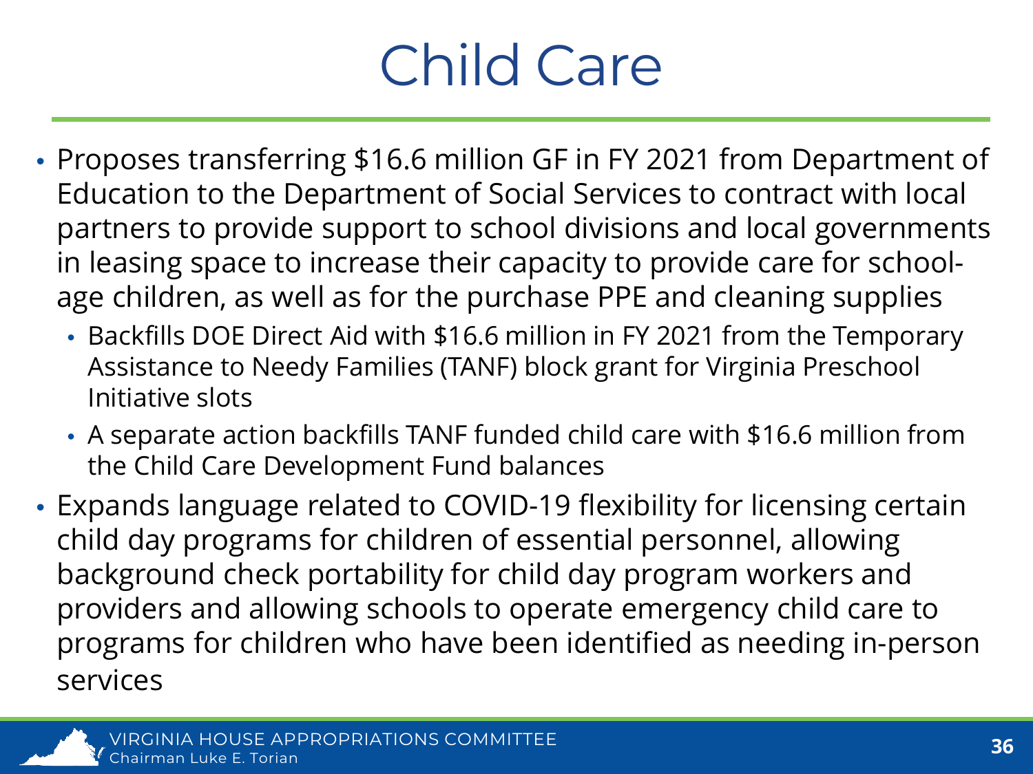# Child Care

- Proposes transferring $16.6 million GF in FY 2021 from Department of Education to the Department of Social Services to contract with local partners to provide support to school divisions and local governments in leasing space to increase their capacity to provide care for school-age children, as well as for the purchase PPE and cleaning supplies
  - Backfills DOE Direct Aid with $16.6 million in FY 2021 from the Temporary Assistance to Needy Families (TANF) block grant for Virginia Preschool Initiative slots
  - A separate action backfills TANF funded child care with $16.6 million from the Child Care Development Fund balances
- Expands language related to COVID-19 flexibility for licensing certain child day programs for children of essential personnel, allowing background check portability for child day program workers and providers and allowing schools to operate emergency child care to programs for children who have been identified as needing in-person services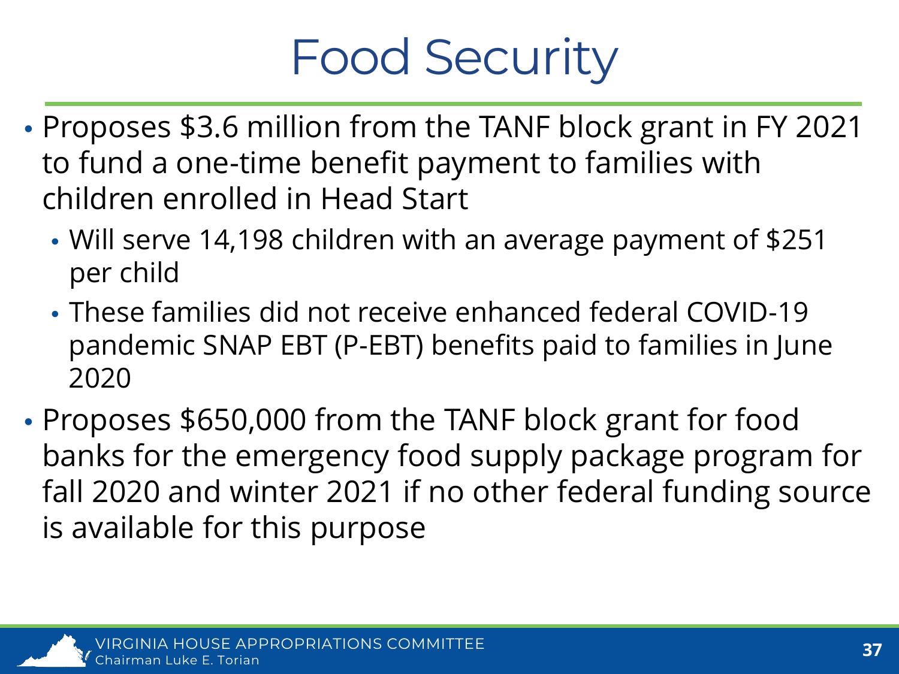# Food Security

- Proposes $3.6 million from the TANF block grant in FY 2021 to fund a one-time benefit payment to families with children enrolled in Head Start
  - Will serve 14,198 children with an average payment of $251 per child
  - These families did not receive enhanced federal COVID-19 pandemic SNAP EBT (P-EBT) benefits paid to families in June 2020
- Proposes $650,000 from the TANF block grant for food banks for the emergency food supply package program for fall 2020 and winter 2021 if no other federal funding source is available for this purpose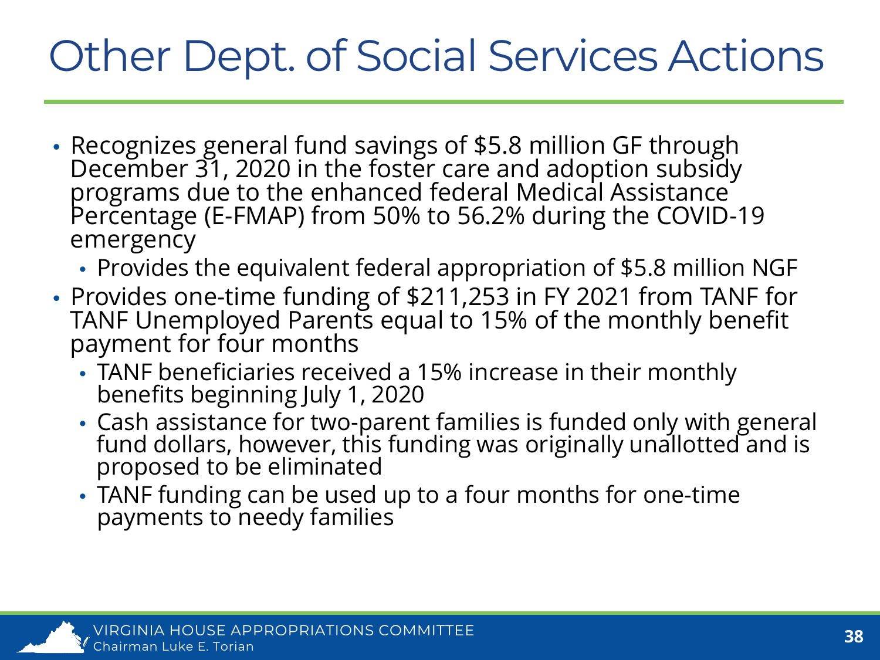# Other Dept. of Social Services Actions

- Recognizes general fund savings of $5.8 million GF through December 31, 2020 in the foster care and adoption subsidy programs due to the enhanced federal Medical Assistance Percentage (E-FMAP) from 50% to 56.2% during the COVID-19 emergency
  - Provides the equivalent federal appropriation of $5.8 million NGF
- Provides one-time funding of $211,253 in FY 2021 from TANF for TANF Unemployed Parents equal to 15% of the monthly benefit payment for four months
  - TANF beneficiaries received a 15% increase in their monthly benefits beginning July 1, 2020
  - Cash assistance for two-parent families is funded only with general fund dollars, however, this funding was originally unallotted and is proposed to be eliminated
  - TANF funding can be used up to a four months for one-time payments to needy families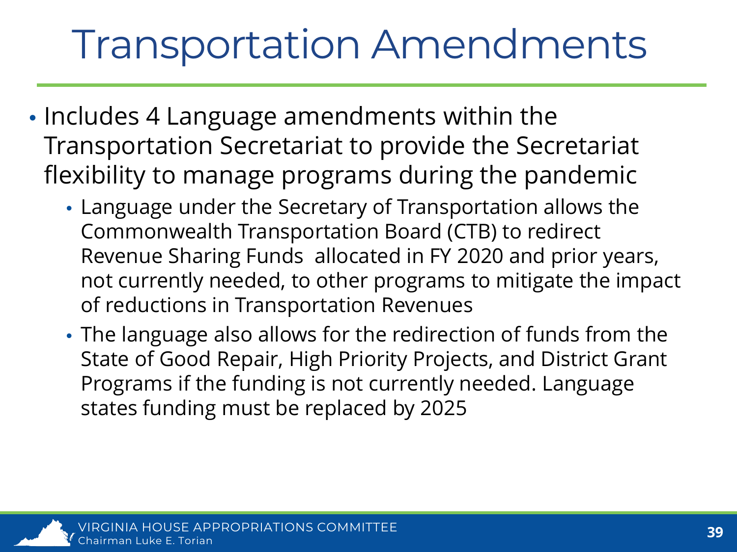# Transportation Amendments

- Includes 4 Language amendments within the Transportation Secretariat to provide the Secretariat flexibility to manage programs during the pandemic
  - Language under the Secretary of Transportation allows the Commonwealth Transportation Board (CTB) to redirect Revenue Sharing Funds allocated in FY 2020 and prior years, not currently needed, to other programs to mitigate the impact of reductions in Transportation Revenues
  - The language also allows for the redirection of funds from the State of Good Repair, High Priority Projects, and District Grant Programs if the funding is not currently needed. Language states funding must be replaced by 2025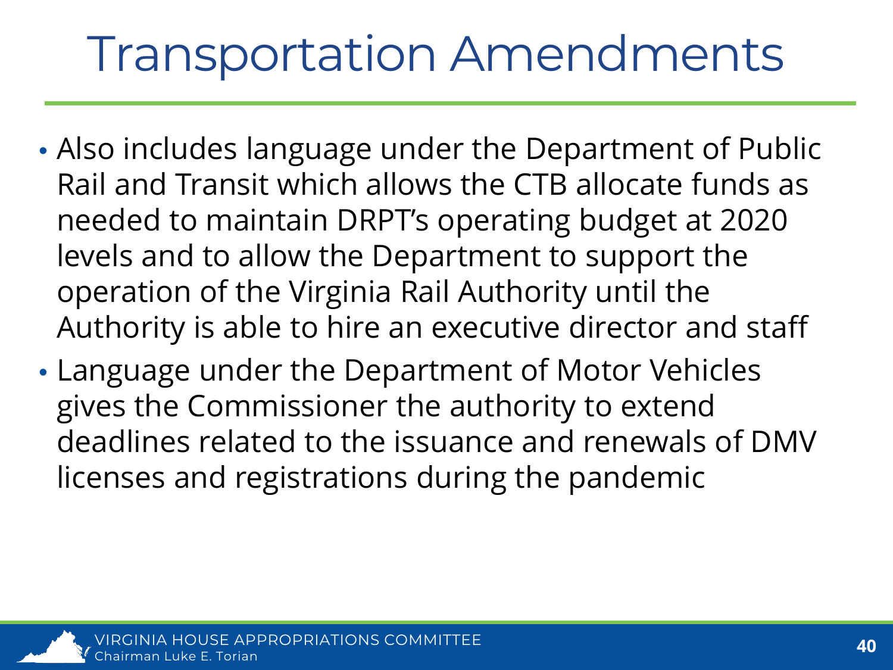# Transportation Amendments

- Also includes language under the Department of Public Rail and Transit which allows the CTB allocate funds as needed to maintain DRPT's operating budget at 2020 levels and to allow the Department to support the operation of the Virginia Rail Authority until the Authority is able to hire an executive director and staff
- Language under the Department of Motor Vehicles gives the Commissioner the authority to extend deadlines related to the issuance and renewals of DMV licenses and registrations during the pandemic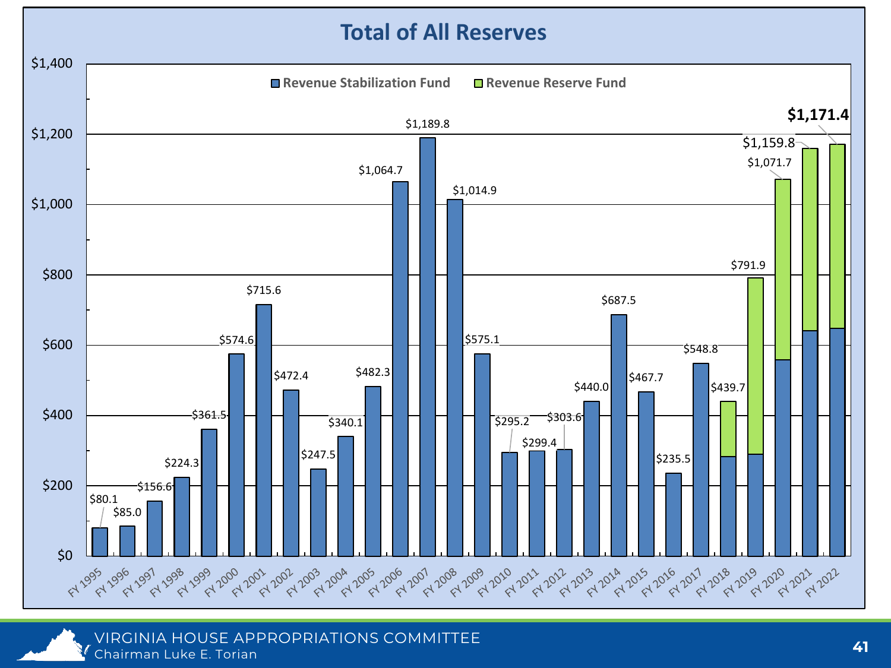# Total of All Reserves

Revenue Stabilization Fund
Revenue Reserve Fund

$1,400
$1,200
$1,000
$800
$600
$400
$200
$0

$80.1
$85.0
$156.6
$224.3
$361.5
$574.6
$715.6
$472.4
$247.5
$340.1
$482.3
$1,064.7
$1,189.8
$1,014.9
$575.1
$295.2
$299.4
$303.6
$440.0
$687.5
$467.7
$235.5
$548.8
$439.7
$791.9
$1,071.7
$1,159.8
**$1,171.4**

FY 1995
FY 1996
FY 1997
FY 1998
FY 1999
FY 2000
FY 2001
FY 2002
FY 2003
FY 2004
FY 2005
FY 2006
FY 2007
FY 2008
FY 2009
FY 2010
FY 2011
FY 2012
FY 2013
FY 2014
FY 2015
FY 2016
FY 2017
FY 2018
FY 2019
FY 2020
FY 2021
FY 2022

VIRGINIA HOUSE APPROPRIATIONS COMMITTEE
Chairman Luke E. Torian